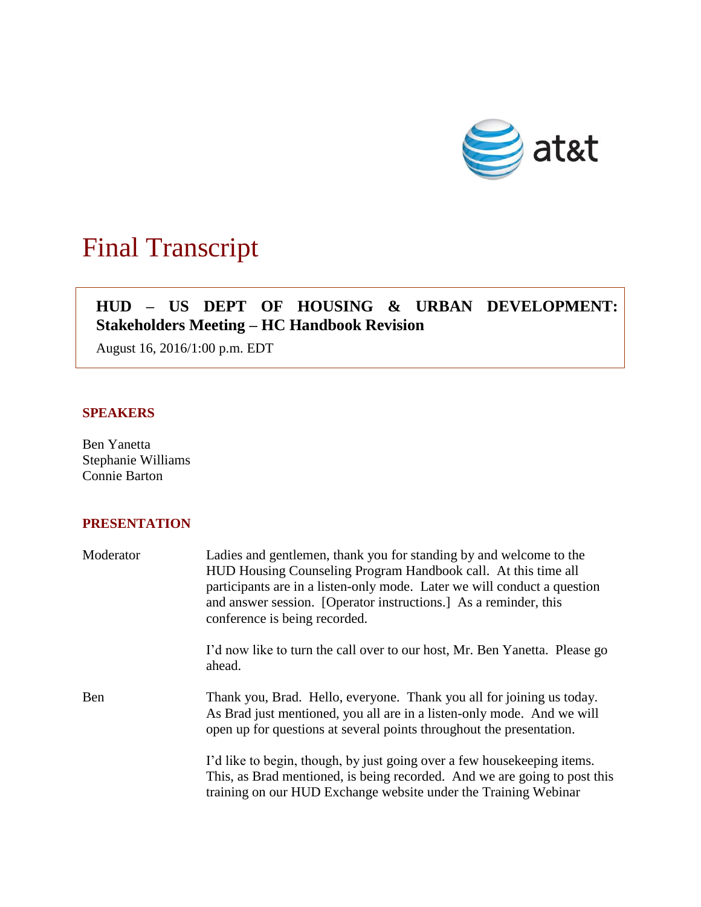# Final Transcript

**HUD – US DEPT OF HOUSING & URBAN DEVELOPMENT: Stakeholders Meeting – HC Handbook Revision**

August 16, 2016/1:00 p.m. EDT

## SPEAKERS

Ben Yanetta
Stephanie Williams
Connie Barton

## PRESENTATION

Moderator: Ladies and gentlemen, thank you for standing by and welcome to the HUD Housing Counseling Program Handbook call. At this time all participants are in a listen-only mode. Later we will conduct a question and answer session. [Operator instructions.] As a reminder, this conference is being recorded.

I'd now like to turn the call over to our host, Mr. Ben Yanetta. Please go ahead.

Ben: Thank you, Brad. Hello, everyone. Thank you all for joining us today. As Brad just mentioned, you all are in a listen-only mode. And we will open up for questions at several points throughout the presentation.

I'd like to begin, though, by just going over a few housekeeping items. This, as Brad mentioned, is being recorded. And we are going to post this training on our HUD Exchange website under the Training Webinar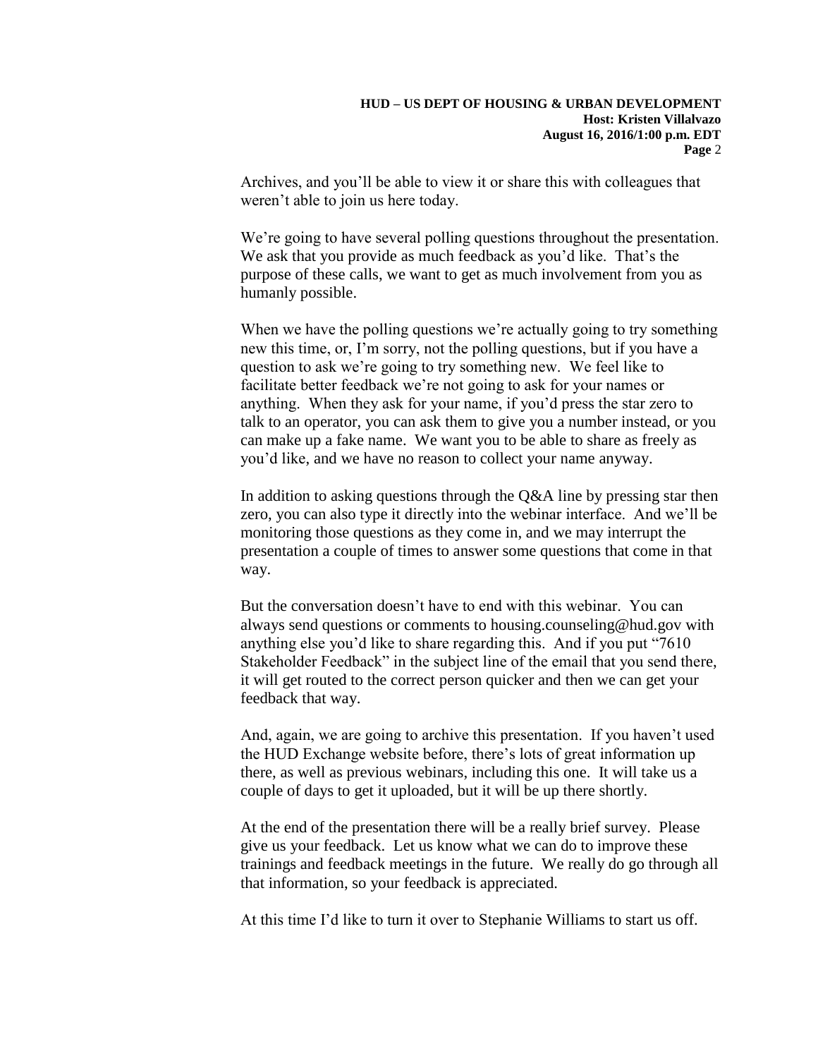Archives, and you'll be able to view it or share this with colleagues that weren't able to join us here today.

We're going to have several polling questions throughout the presentation. We ask that you provide as much feedback as you'd like. That's the purpose of these calls, we want to get as much involvement from you as humanly possible.

When we have the polling questions we're actually going to try something new this time, or, I'm sorry, not the polling questions, but if you have a question to ask we're going to try something new. We feel like to facilitate better feedback we're not going to ask for your names or anything. When they ask for your name, if you'd press the star zero to talk to an operator, you can ask them to give you a number instead, or you can make up a fake name. We want you to be able to share as freely as you'd like, and we have no reason to collect your name anyway.

In addition to asking questions through the Q&A line by pressing star then zero, you can also type it directly into the webinar interface. And we'll be monitoring those questions as they come in, and we may interrupt the presentation a couple of times to answer some questions that come in that way.

But the conversation doesn't have to end with this webinar. You can always send questions or comments to housing.counseling@hud.gov with anything else you'd like to share regarding this. And if you put "7610 Stakeholder Feedback" in the subject line of the email that you send there, it will get routed to the correct person quicker and then we can get your feedback that way.

And, again, we are going to archive this presentation. If you haven't used the HUD Exchange website before, there's lots of great information up there, as well as previous webinars, including this one. It will take us a couple of days to get it uploaded, but it will be up there shortly.

At the end of the presentation there will be a really brief survey. Please give us your feedback. Let us know what we can do to improve these trainings and feedback meetings in the future. We really do go through all that information, so your feedback is appreciated.

At this time I'd like to turn it over to Stephanie Williams to start us off.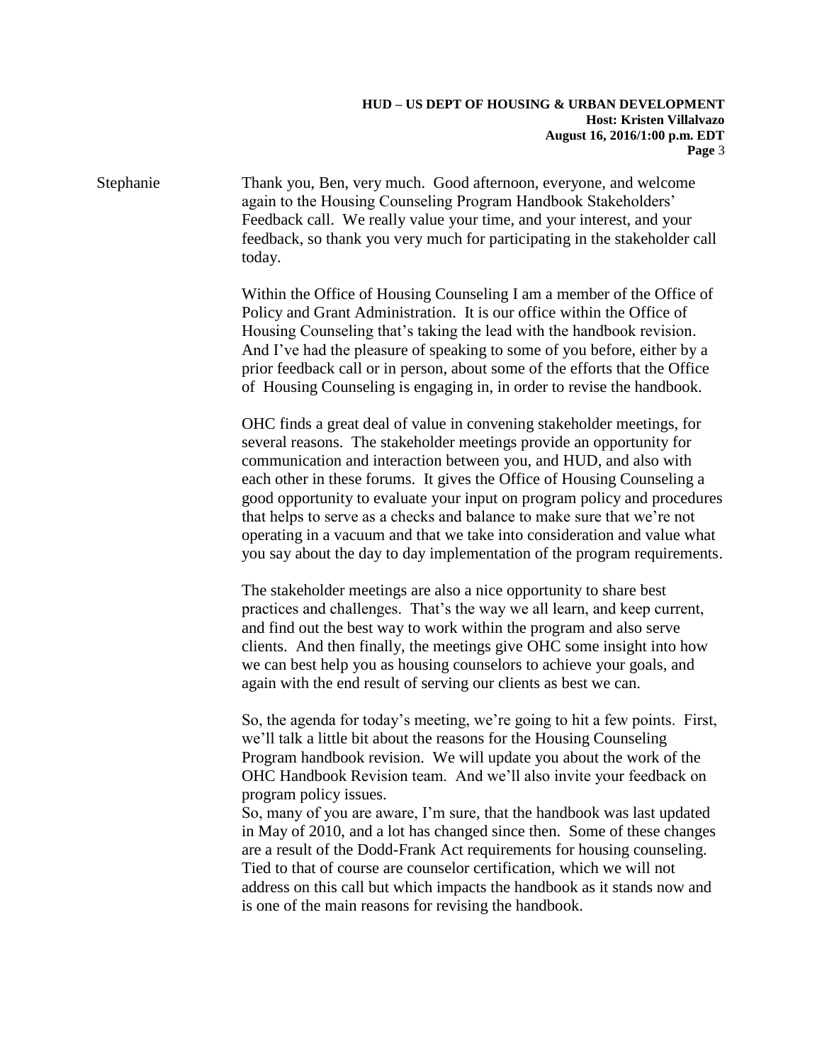Stephanie: Thank you, Ben, very much. Good afternoon, everyone, and welcome again to the Housing Counseling Program Handbook Stakeholders' Feedback call. We really value your time, and your interest, and your feedback, so thank you very much for participating in the stakeholder call today.

Within the Office of Housing Counseling I am a member of the Office of Policy and Grant Administration. It is our office within the Office of Housing Counseling that's taking the lead with the handbook revision. And I've had the pleasure of speaking to some of you before, either by a prior feedback call or in person, about some of the efforts that the Office of Housing Counseling is engaging in, in order to revise the handbook.

OHC finds a great deal of value in convening stakeholder meetings, for several reasons. The stakeholder meetings provide an opportunity for communication and interaction between you, and HUD, and also with each other in these forums. It gives the Office of Housing Counseling a good opportunity to evaluate your input on program policy and procedures that helps to serve as a checks and balance to make sure that we're not operating in a vacuum and that we take into consideration and value what you say about the day to day implementation of the program requirements.

The stakeholder meetings are also a nice opportunity to share best practices and challenges. That's the way we all learn, and keep current, and find out the best way to work within the program and also serve clients. And then finally, the meetings give OHC some insight into how we can best help you as housing counselors to achieve your goals, and again with the end result of serving our clients as best we can.

So, the agenda for today's meeting, we're going to hit a few points. First, we'll talk a little bit about the reasons for the Housing Counseling Program handbook revision. We will update you about the work of the OHC Handbook Revision team. And we'll also invite your feedback on program policy issues.

So, many of you are aware, I'm sure, that the handbook was last updated in May of 2010, and a lot has changed since then. Some of these changes are a result of the Dodd-Frank Act requirements for housing counseling. Tied to that of course are counselor certification, which we will not address on this call but which impacts the handbook as it stands now and is one of the main reasons for revising the handbook.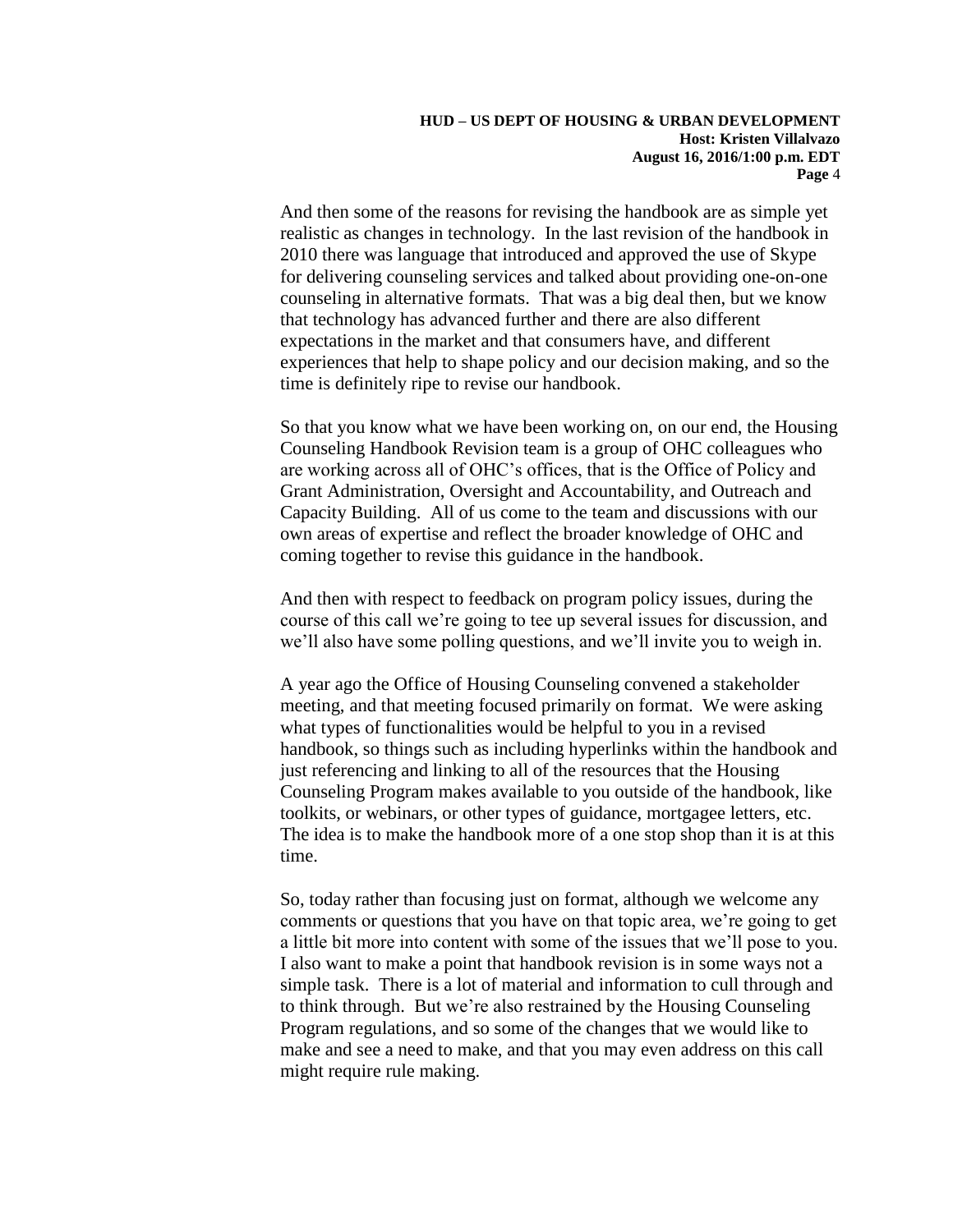And then some of the reasons for revising the handbook are as simple yet realistic as changes in technology. In the last revision of the handbook in 2010 there was language that introduced and approved the use of Skype for delivering counseling services and talked about providing one-on-one counseling in alternative formats. That was a big deal then, but we know that technology has advanced further and there are also different expectations in the market and that consumers have, and different experiences that help to shape policy and our decision making, and so the time is definitely ripe to revise our handbook.

So that you know what we have been working on, on our end, the Housing Counseling Handbook Revision team is a group of OHC colleagues who are working across all of OHC's offices, that is the Office of Policy and Grant Administration, Oversight and Accountability, and Outreach and Capacity Building. All of us come to the team and discussions with our own areas of expertise and reflect the broader knowledge of OHC and coming together to revise this guidance in the handbook.

And then with respect to feedback on program policy issues, during the course of this call we're going to tee up several issues for discussion, and we'll also have some polling questions, and we'll invite you to weigh in.

A year ago the Office of Housing Counseling convened a stakeholder meeting, and that meeting focused primarily on format. We were asking what types of functionalities would be helpful to you in a revised handbook, so things such as including hyperlinks within the handbook and just referencing and linking to all of the resources that the Housing Counseling Program makes available to you outside of the handbook, like toolkits, or webinars, or other types of guidance, mortgagee letters, etc. The idea is to make the handbook more of a one stop shop than it is at this time.

So, today rather than focusing just on format, although we welcome any comments or questions that you have on that topic area, we're going to get a little bit more into content with some of the issues that we'll pose to you. I also want to make a point that handbook revision is in some ways not a simple task. There is a lot of material and information to cull through and to think through. But we're also restrained by the Housing Counseling Program regulations, and so some of the changes that we would like to make and see a need to make, and that you may even address on this call might require rule making.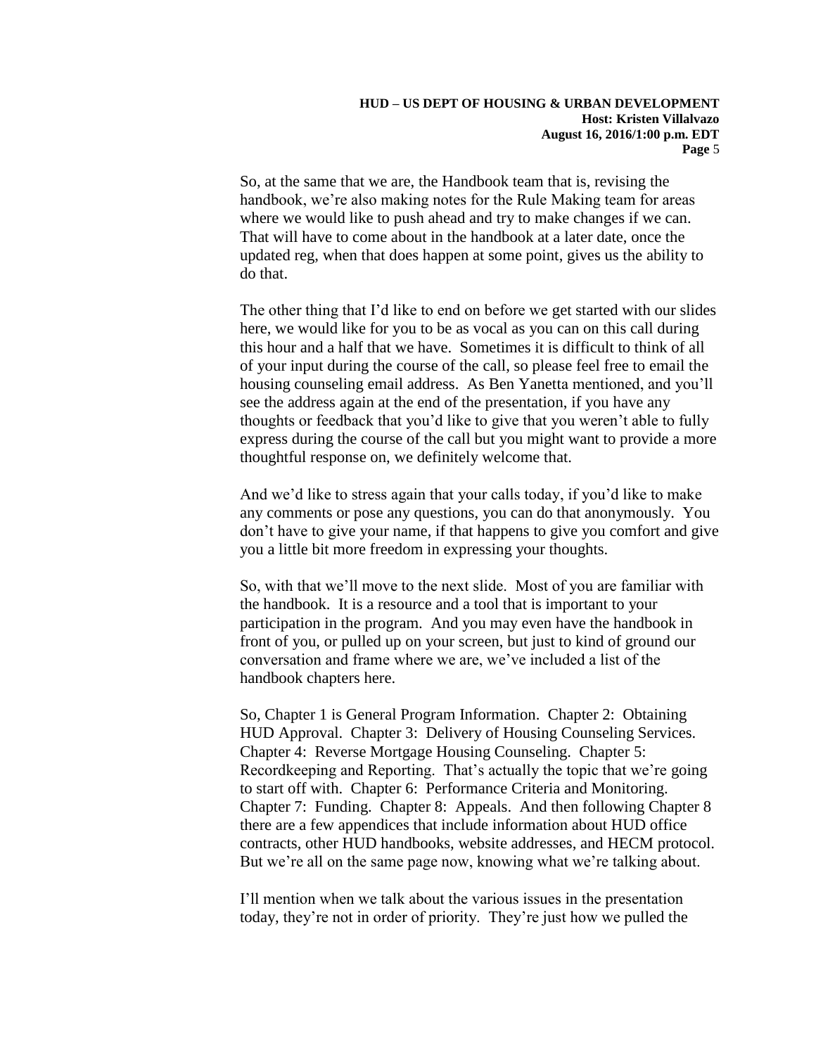So, at the same that we are, the Handbook team that is, revising the handbook, we're also making notes for the Rule Making team for areas where we would like to push ahead and try to make changes if we can. That will have to come about in the handbook at a later date, once the updated reg, when that does happen at some point, gives us the ability to do that.

The other thing that I'd like to end on before we get started with our slides here, we would like for you to be as vocal as you can on this call during this hour and a half that we have. Sometimes it is difficult to think of all of your input during the course of the call, so please feel free to email the housing counseling email address. As Ben Yanetta mentioned, and you'll see the address again at the end of the presentation, if you have any thoughts or feedback that you'd like to give that you weren't able to fully express during the course of the call but you might want to provide a more thoughtful response on, we definitely welcome that.

And we'd like to stress again that your calls today, if you'd like to make any comments or pose any questions, you can do that anonymously. You don't have to give your name, if that happens to give you comfort and give you a little bit more freedom in expressing your thoughts.

So, with that we'll move to the next slide. Most of you are familiar with the handbook. It is a resource and a tool that is important to your participation in the program. And you may even have the handbook in front of you, or pulled up on your screen, but just to kind of ground our conversation and frame where we are, we've included a list of the handbook chapters here.

So, Chapter 1 is General Program Information. Chapter 2: Obtaining HUD Approval. Chapter 3: Delivery of Housing Counseling Services. Chapter 4: Reverse Mortgage Housing Counseling. Chapter 5: Recordkeeping and Reporting. That's actually the topic that we're going to start off with. Chapter 6: Performance Criteria and Monitoring. Chapter 7: Funding. Chapter 8: Appeals. And then following Chapter 8 there are a few appendices that include information about HUD office contracts, other HUD handbooks, website addresses, and HECM protocol. But we're all on the same page now, knowing what we're talking about.

I'll mention when we talk about the various issues in the presentation today, they're not in order of priority. They're just how we pulled the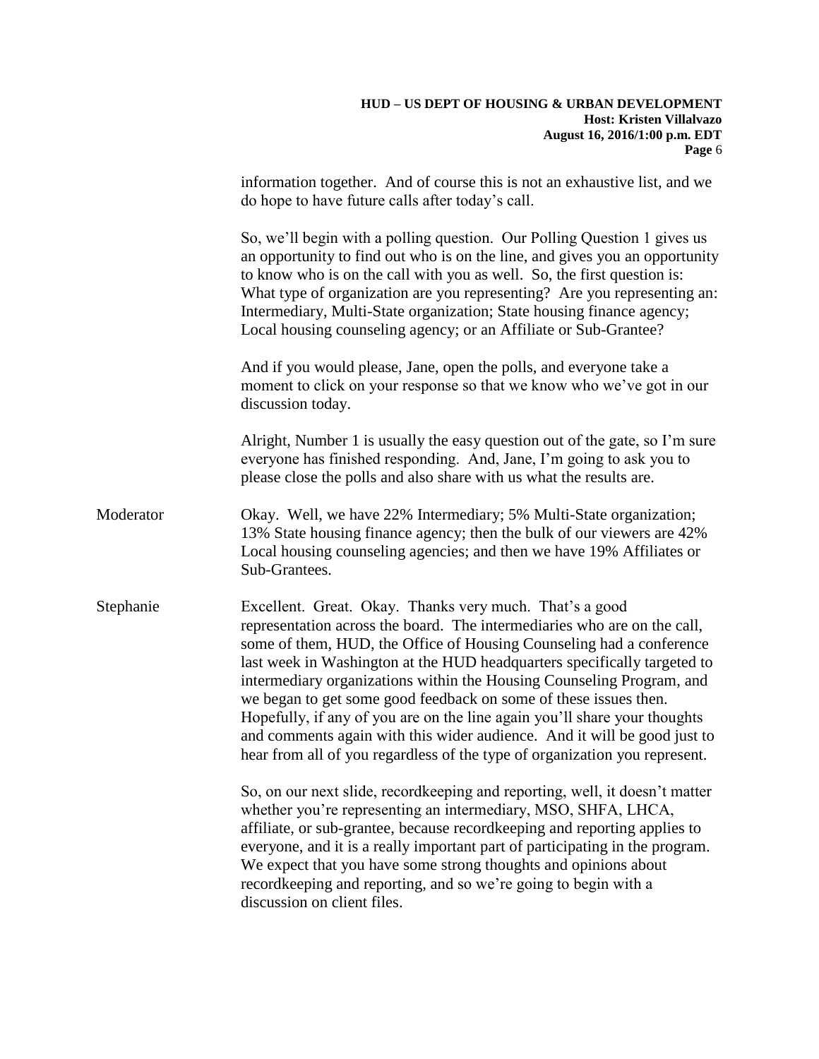information together. And of course this is not an exhaustive list, and we do hope to have future calls after today's call.

So, we'll begin with a polling question. Our Polling Question 1 gives us an opportunity to find out who is on the line, and gives you an opportunity to know who is on the call with you as well. So, the first question is: What type of organization are you representing? Are you representing an: Intermediary, Multi-State organization; State housing finance agency; Local housing counseling agency; or an Affiliate or Sub-Grantee?

And if you would please, Jane, open the polls, and everyone take a moment to click on your response so that we know who we've got in our discussion today.

Alright, Number 1 is usually the easy question out of the gate, so I'm sure everyone has finished responding. And, Jane, I'm going to ask you to please close the polls and also share with us what the results are.

Moderator: Okay. Well, we have 22% Intermediary; 5% Multi-State organization; 13% State housing finance agency; then the bulk of our viewers are 42% Local housing counseling agencies; and then we have 19% Affiliates or Sub-Grantees.

Stephanie: Excellent. Great. Okay. Thanks very much. That's a good representation across the board. The intermediaries who are on the call, some of them, HUD, the Office of Housing Counseling had a conference last week in Washington at the HUD headquarters specifically targeted to intermediary organizations within the Housing Counseling Program, and we began to get some good feedback on some of these issues then. Hopefully, if any of you are on the line again you'll share your thoughts and comments again with this wider audience. And it will be good just to hear from all of you regardless of the type of organization you represent.

So, on our next slide, recordkeeping and reporting, well, it doesn't matter whether you're representing an intermediary, MSO, SHFA, LHCA, affiliate, or sub-grantee, because recordkeeping and reporting applies to everyone, and it is a really important part of participating in the program. We expect that you have some strong thoughts and opinions about recordkeeping and reporting, and so we're going to begin with a discussion on client files.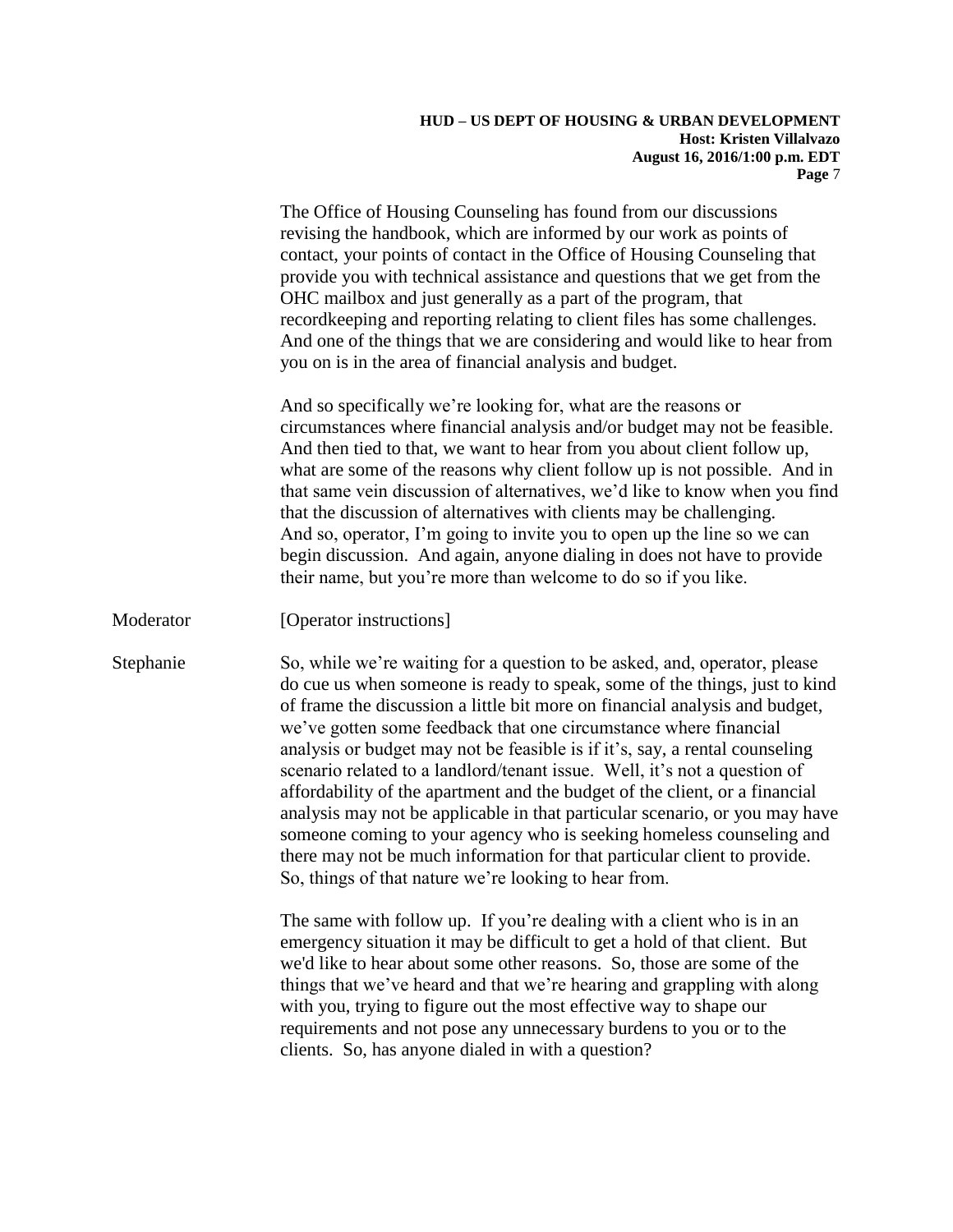The Office of Housing Counseling has found from our discussions revising the handbook, which are informed by our work as points of contact, your points of contact in the Office of Housing Counseling that provide you with technical assistance and questions that we get from the OHC mailbox and just generally as a part of the program, that recordkeeping and reporting relating to client files has some challenges. And one of the things that we are considering and would like to hear from you on is in the area of financial analysis and budget.

And so specifically we're looking for, what are the reasons or circumstances where financial analysis and/or budget may not be feasible. And then tied to that, we want to hear from you about client follow up, what are some of the reasons why client follow up is not possible. And in that same vein discussion of alternatives, we'd like to know when you find that the discussion of alternatives with clients may be challenging. And so, operator, I'm going to invite you to open up the line so we can begin discussion. And again, anyone dialing in does not have to provide their name, but you're more than welcome to do so if you like.

Moderator [Operator instructions]

Stephanie So, while we're waiting for a question to be asked, and, operator, please do cue us when someone is ready to speak, some of the things, just to kind of frame the discussion a little bit more on financial analysis and budget, we've gotten some feedback that one circumstance where financial analysis or budget may not be feasible is if it's, say, a rental counseling scenario related to a landlord/tenant issue. Well, it's not a question of affordability of the apartment and the budget of the client, or a financial analysis may not be applicable in that particular scenario, or you may have someone coming to your agency who is seeking homeless counseling and there may not be much information for that particular client to provide. So, things of that nature we're looking to hear from.

The same with follow up. If you're dealing with a client who is in an emergency situation it may be difficult to get a hold of that client. But we'd like to hear about some other reasons. So, those are some of the things that we've heard and that we're hearing and grappling with along with you, trying to figure out the most effective way to shape our requirements and not pose any unnecessary burdens to you or to the clients. So, has anyone dialed in with a question?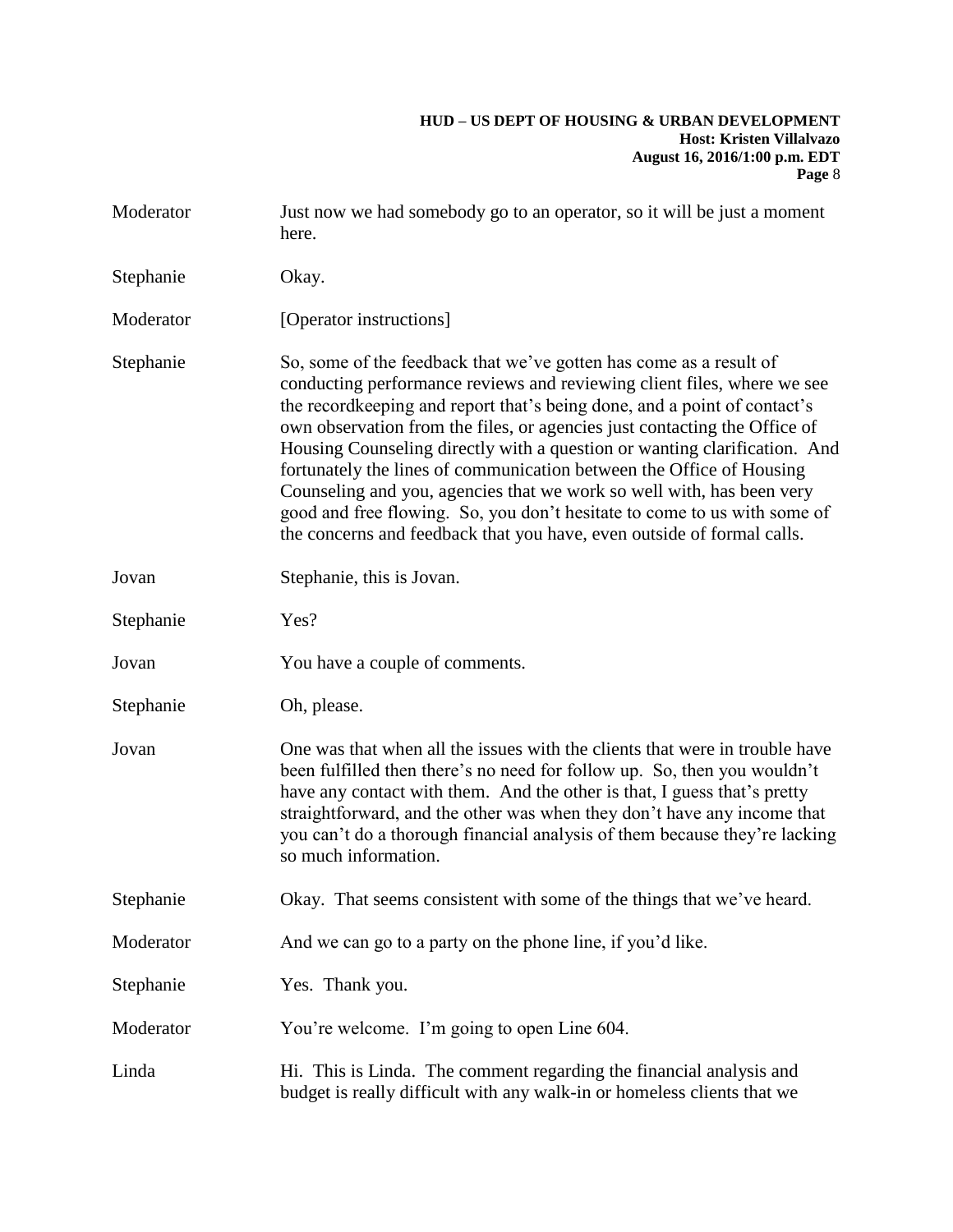Moderator Just now we had somebody go to an operator, so it will be just a moment here.

Stephanie Okay.

Moderator [Operator instructions]

Stephanie So, some of the feedback that we've gotten has come as a result of conducting performance reviews and reviewing client files, where we see the recordkeeping and report that's being done, and a point of contact's own observation from the files, or agencies just contacting the Office of Housing Counseling directly with a question or wanting clarification. And fortunately the lines of communication between the Office of Housing Counseling and you, agencies that we work so well with, has been very good and free flowing. So, you don't hesitate to come to us with some of the concerns and feedback that you have, even outside of formal calls.

Jovan Stephanie, this is Jovan.

Stephanie Yes?

Jovan You have a couple of comments.

Stephanie Oh, please.

Jovan One was that when all the issues with the clients that were in trouble have been fulfilled then there's no need for follow up. So, then you wouldn't have any contact with them. And the other is that, I guess that's pretty straightforward, and the other was when they don't have any income that you can't do a thorough financial analysis of them because they're lacking so much information.

Stephanie Okay. That seems consistent with some of the things that we've heard.

Moderator And we can go to a party on the phone line, if you'd like.

Stephanie Yes. Thank you.

Moderator You're welcome. I'm going to open Line 604.

Linda Hi. This is Linda. The comment regarding the financial analysis and budget is really difficult with any walk-in or homeless clients that we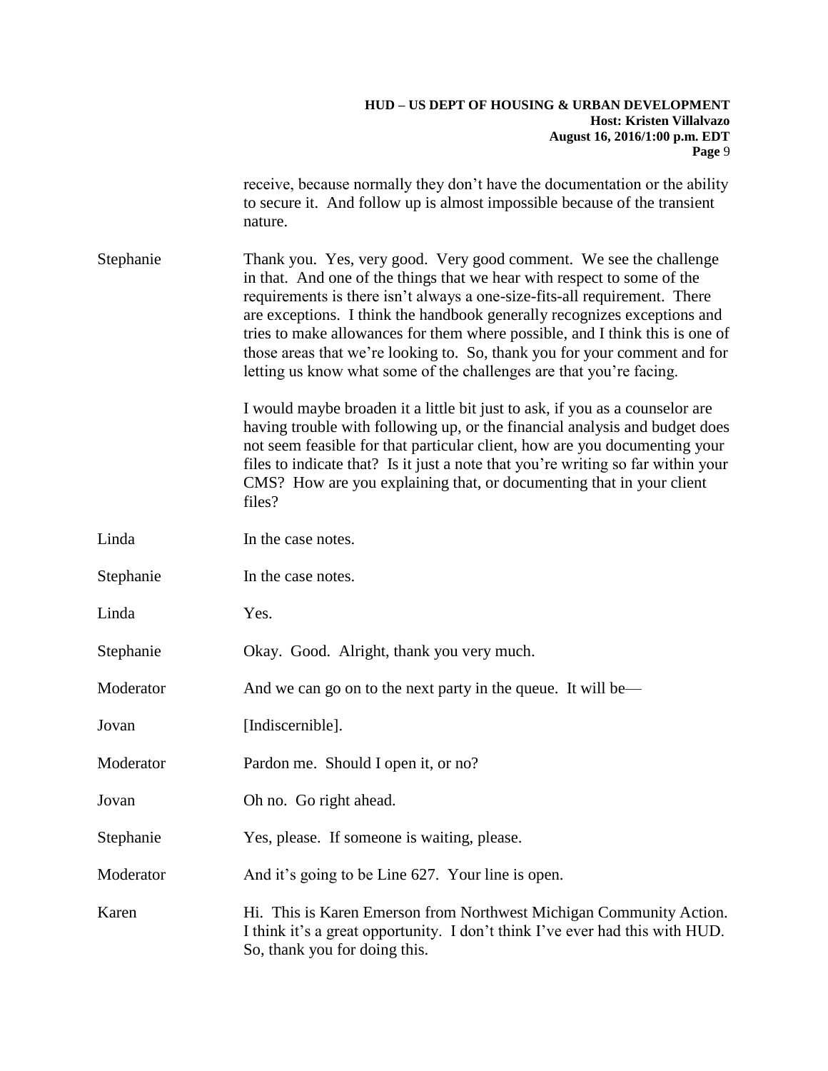receive, because normally they don't have the documentation or the ability to secure it. And follow up is almost impossible because of the transient nature.

Stephanie: Thank you. Yes, very good. Very good comment. We see the challenge in that. And one of the things that we hear with respect to some of the requirements is there isn't always a one-size-fits-all requirement. There are exceptions. I think the handbook generally recognizes exceptions and tries to make allowances for them where possible, and I think this is one of those areas that we're looking to. So, thank you for your comment and for letting us know what some of the challenges are that you're facing.

I would maybe broaden it a little bit just to ask, if you as a counselor are having trouble with following up, or the financial analysis and budget does not seem feasible for that particular client, how are you documenting your files to indicate that? Is it just a note that you're writing so far within your CMS? How are you explaining that, or documenting that in your client files?

Linda: In the case notes.

Stephanie: In the case notes.

Linda: Yes.

Stephanie: Okay. Good. Alright, thank you very much.

Moderator: And we can go on to the next party in the queue. It will be—

Jovan: [Indiscernible].

Moderator: Pardon me. Should I open it, or no?

Jovan: Oh no. Go right ahead.

Stephanie: Yes, please. If someone is waiting, please.

Moderator: And it's going to be Line 627. Your line is open.

Karen: Hi. This is Karen Emerson from Northwest Michigan Community Action. I think it's a great opportunity. I don't think I've ever had this with HUD. So, thank you for doing this.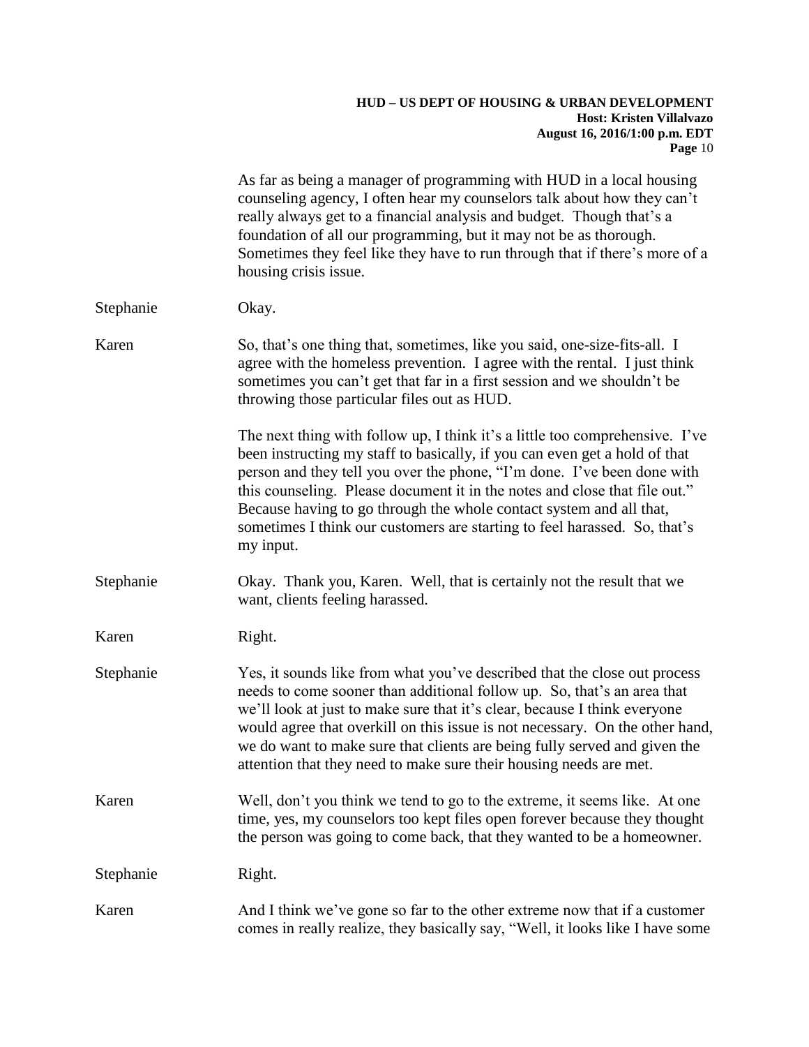As far as being a manager of programming with HUD in a local housing counseling agency, I often hear my counselors talk about how they can't really always get to a financial analysis and budget. Though that's a foundation of all our programming, but it may not be as thorough. Sometimes they feel like they have to run through that if there's more of a housing crisis issue.

Stephanie: Okay.

Karen: So, that's one thing that, sometimes, like you said, one-size-fits-all. I agree with the homeless prevention. I agree with the rental. I just think sometimes you can't get that far in a first session and we shouldn't be throwing those particular files out as HUD.

The next thing with follow up, I think it's a little too comprehensive. I've been instructing my staff to basically, if you can even get a hold of that person and they tell you over the phone, "I'm done. I've been done with this counseling. Please document it in the notes and close that file out." Because having to go through the whole contact system and all that, sometimes I think our customers are starting to feel harassed. So, that's my input.

Stephanie: Okay. Thank you, Karen. Well, that is certainly not the result that we want, clients feeling harassed.

Karen: Right.

Stephanie: Yes, it sounds like from what you've described that the close out process needs to come sooner than additional follow up. So, that's an area that we'll look at just to make sure that it's clear, because I think everyone would agree that overkill on this issue is not necessary. On the other hand, we do want to make sure that clients are being fully served and given the attention that they need to make sure their housing needs are met.

Karen: Well, don't you think we tend to go to the extreme, it seems like. At one time, yes, my counselors too kept files open forever because they thought the person was going to come back, that they wanted to be a homeowner.

Stephanie: Right.

Karen: And I think we've gone so far to the other extreme now that if a customer comes in really realize, they basically say, "Well, it looks like I have some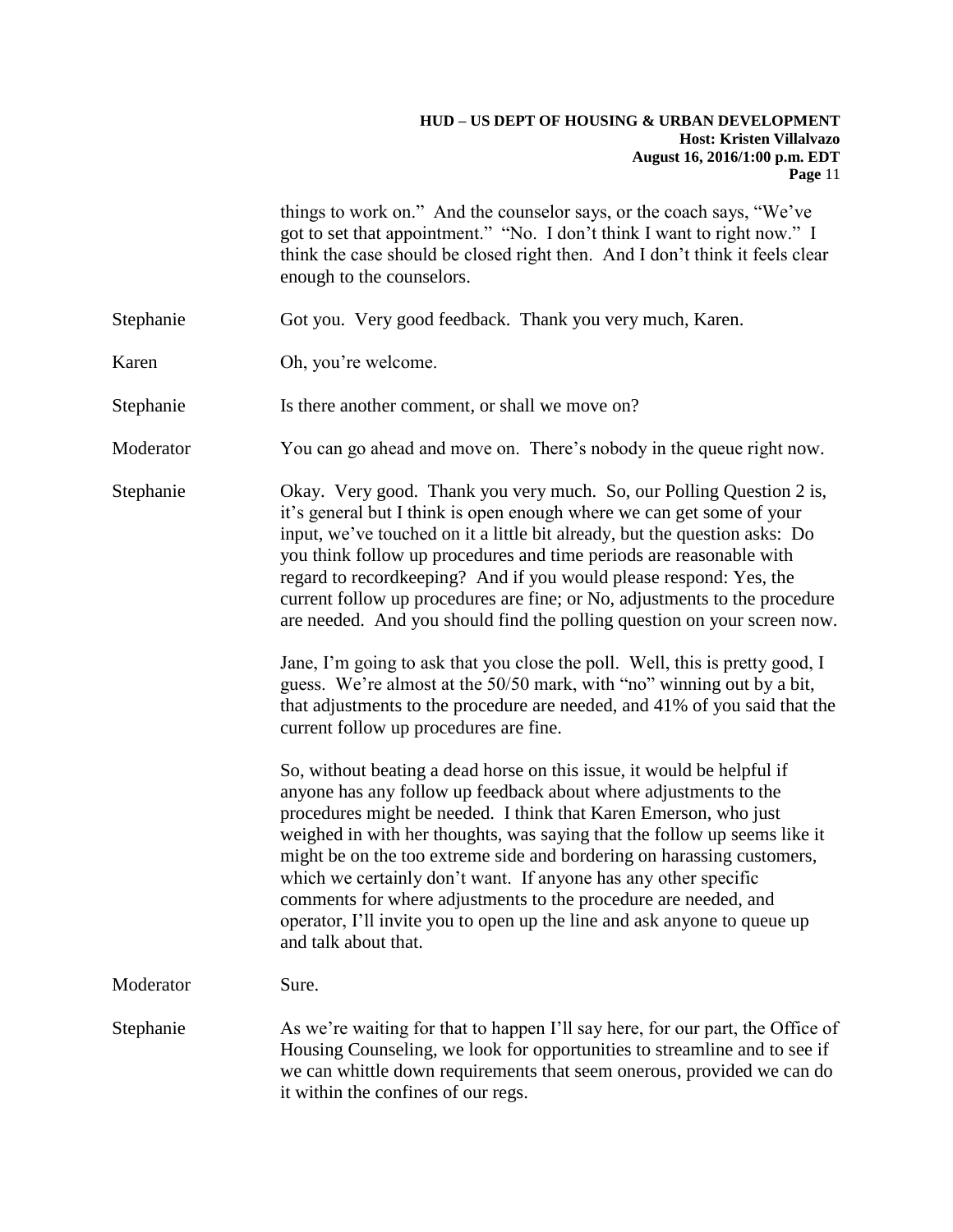things to work on." And the counselor says, or the coach says, "We've got to set that appointment." "No. I don't think I want to right now." I think the case should be closed right then. And I don't think it feels clear enough to the counselors.

**Stephanie** Got you. Very good feedback. Thank you very much, Karen.

**Karen** Oh, you're welcome.

**Stephanie** Is there another comment, or shall we move on?

**Moderator** You can go ahead and move on. There's nobody in the queue right now.

**Stephanie** Okay. Very good. Thank you very much. So, our Polling Question 2 is, it's general but I think is open enough where we can get some of your input, we've touched on it a little bit already, but the question asks: Do you think follow up procedures and time periods are reasonable with regard to recordkeeping? And if you would please respond: Yes, the current follow up procedures are fine; or No, adjustments to the procedure are needed. And you should find the polling question on your screen now.

Jane, I'm going to ask that you close the poll. Well, this is pretty good, I guess. We're almost at the 50/50 mark, with "no" winning out by a bit, that adjustments to the procedure are needed, and 41% of you said that the current follow up procedures are fine.

So, without beating a dead horse on this issue, it would be helpful if anyone has any follow up feedback about where adjustments to the procedures might be needed. I think that Karen Emerson, who just weighed in with her thoughts, was saying that the follow up seems like it might be on the too extreme side and bordering on harassing customers, which we certainly don't want. If anyone has any other specific comments for where adjustments to the procedure are needed, and operator, I'll invite you to open up the line and ask anyone to queue up and talk about that.

**Moderator** Sure.

**Stephanie** As we're waiting for that to happen I'll say here, for our part, the Office of Housing Counseling, we look for opportunities to streamline and to see if we can whittle down requirements that seem onerous, provided we can do it within the confines of our regs.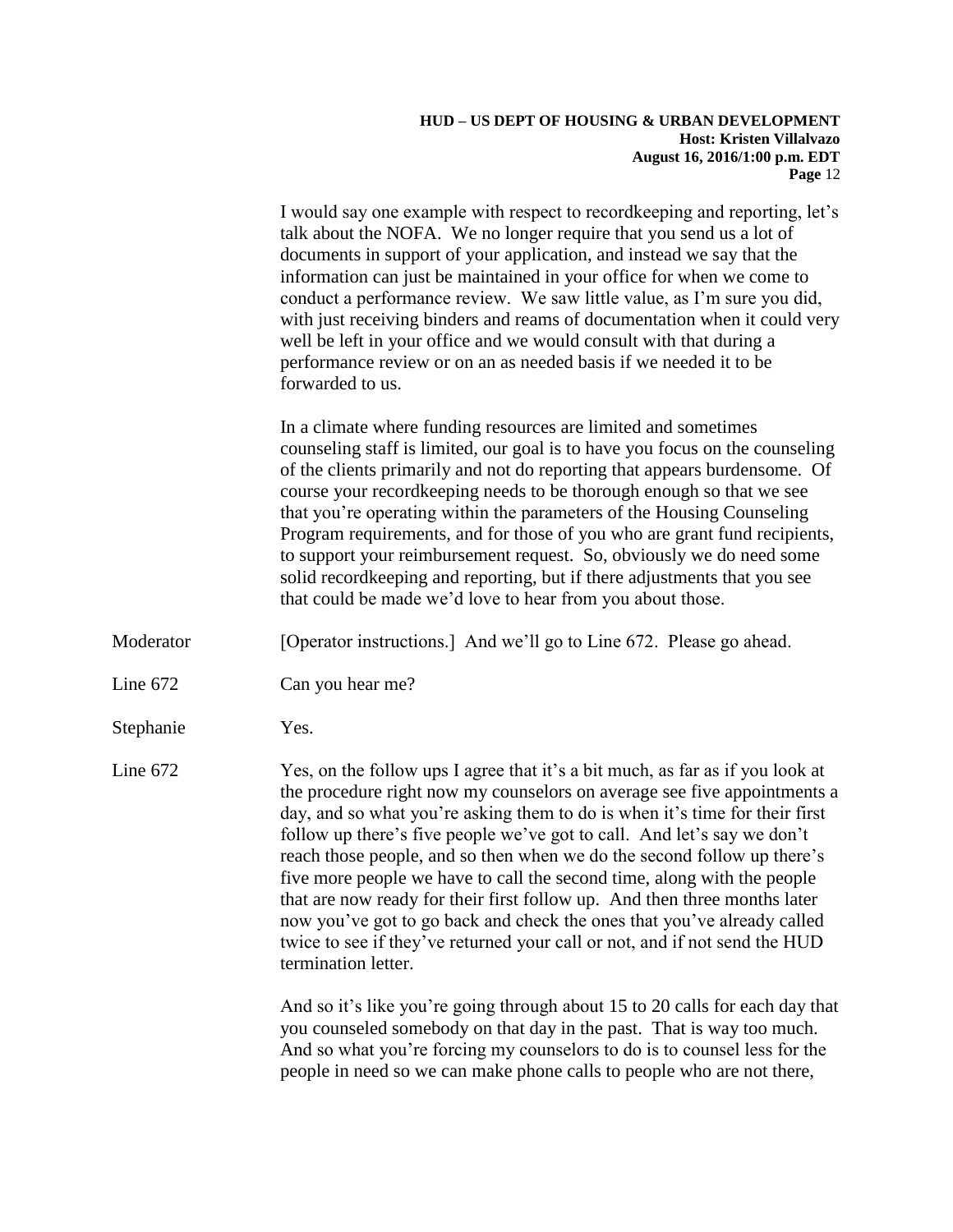I would say one example with respect to recordkeeping and reporting, let's talk about the NOFA. We no longer require that you send us a lot of documents in support of your application, and instead we say that the information can just be maintained in your office for when we come to conduct a performance review. We saw little value, as I'm sure you did, with just receiving binders and reams of documentation when it could very well be left in your office and we would consult with that during a performance review or on an as needed basis if we needed it to be forwarded to us.

In a climate where funding resources are limited and sometimes counseling staff is limited, our goal is to have you focus on the counseling of the clients primarily and not do reporting that appears burdensome. Of course your recordkeeping needs to be thorough enough so that we see that you're operating within the parameters of the Housing Counseling Program requirements, and for those of you who are grant fund recipients, to support your reimbursement request. So, obviously we do need some solid recordkeeping and reporting, but if there adjustments that you see that could be made we'd love to hear from you about those.

Moderator: [Operator instructions.] And we'll go to Line 672. Please go ahead.

Line 672: Can you hear me?

Stephanie: Yes.

Line 672: Yes, on the follow ups I agree that it's a bit much, as far as if you look at the procedure right now my counselors on average see five appointments a day, and so what you're asking them to do is when it's time for their first follow up there's five people we've got to call. And let's say we don't reach those people, and so then when we do the second follow up there's five more people we have to call the second time, along with the people that are now ready for their first follow up. And then three months later now you've got to go back and check the ones that you've already called twice to see if they've returned your call or not, and if not send the HUD termination letter.

And so it's like you're going through about 15 to 20 calls for each day that you counseled somebody on that day in the past. That is way too much. And so what you're forcing my counselors to do is to counsel less for the people in need so we can make phone calls to people who are not there,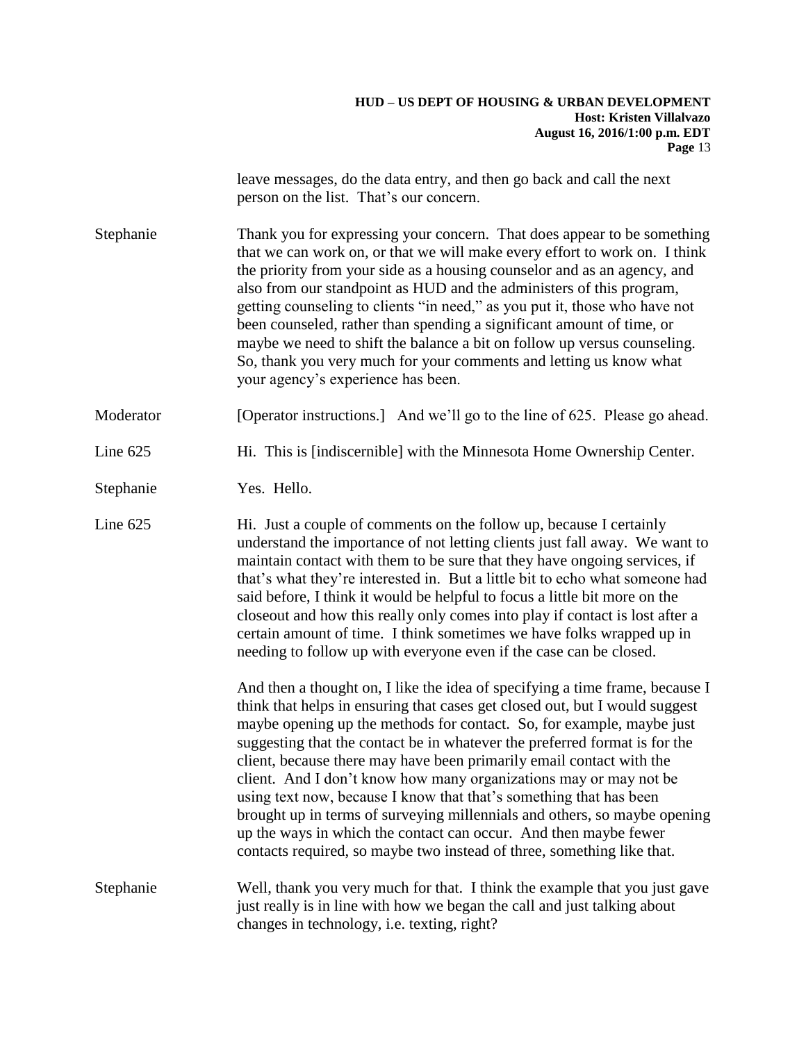leave messages, do the data entry, and then go back and call the next person on the list. That's our concern.

**Stephanie** Thank you for expressing your concern. That does appear to be something that we can work on, or that we will make every effort to work on. I think the priority from your side as a housing counselor and as an agency, and also from our standpoint as HUD and the administers of this program, getting counseling to clients "in need," as you put it, those who have not been counseled, rather than spending a significant amount of time, or maybe we need to shift the balance a bit on follow up versus counseling. So, thank you very much for your comments and letting us know what your agency's experience has been.

**Moderator** [Operator instructions.] And we'll go to the line of 625. Please go ahead.

**Line 625** Hi. This is [indiscernible] with the Minnesota Home Ownership Center.

**Stephanie** Yes. Hello.

**Line 625** Hi. Just a couple of comments on the follow up, because I certainly understand the importance of not letting clients just fall away. We want to maintain contact with them to be sure that they have ongoing services, if that's what they're interested in. But a little bit to echo what someone had said before, I think it would be helpful to focus a little bit more on the closeout and how this really only comes into play if contact is lost after a certain amount of time. I think sometimes we have folks wrapped up in needing to follow up with everyone even if the case can be closed.

And then a thought on, I like the idea of specifying a time frame, because I think that helps in ensuring that cases get closed out, but I would suggest maybe opening up the methods for contact. So, for example, maybe just suggesting that the contact be in whatever the preferred format is for the client, because there may have been primarily email contact with the client. And I don't know how many organizations may or may not be using text now, because I know that that's something that has been brought up in terms of surveying millennials and others, so maybe opening up the ways in which the contact can occur. And then maybe fewer contacts required, so maybe two instead of three, something like that.

**Stephanie** Well, thank you very much for that. I think the example that you just gave just really is in line with how we began the call and just talking about changes in technology, i.e. texting, right?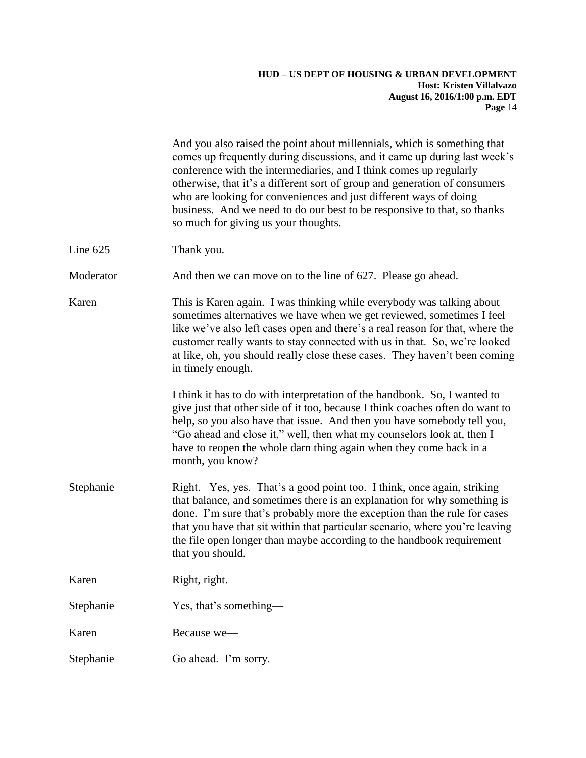And you also raised the point about millennials, which is something that comes up frequently during discussions, and it came up during last week's conference with the intermediaries, and I think comes up regularly otherwise, that it's a different sort of group and generation of consumers who are looking for conveniences and just different ways of doing business. And we need to do our best to be responsive to that, so thanks so much for giving us your thoughts.

Line 625 Thank you.

Moderator And then we can move on to the line of 627. Please go ahead.

Karen This is Karen again. I was thinking while everybody was talking about sometimes alternatives we have when we get reviewed, sometimes I feel like we've also left cases open and there's a real reason for that, where the customer really wants to stay connected with us in that. So, we're looked at like, oh, you should really close these cases. They haven't been coming in timely enough.

I think it has to do with interpretation of the handbook. So, I wanted to give just that other side of it too, because I think coaches often do want to help, so you also have that issue. And then you have somebody tell you, "Go ahead and close it," well, then what my counselors look at, then I have to reopen the whole darn thing again when they come back in a month, you know?

Stephanie Right. Yes, yes. That's a good point too. I think, once again, striking that balance, and sometimes there is an explanation for why something is done. I'm sure that's probably more the exception than the rule for cases that you have that sit within that particular scenario, where you're leaving the file open longer than maybe according to the handbook requirement that you should.

Karen Right, right.

Stephanie Yes, that's something—

Karen Because we—

Stephanie Go ahead. I'm sorry.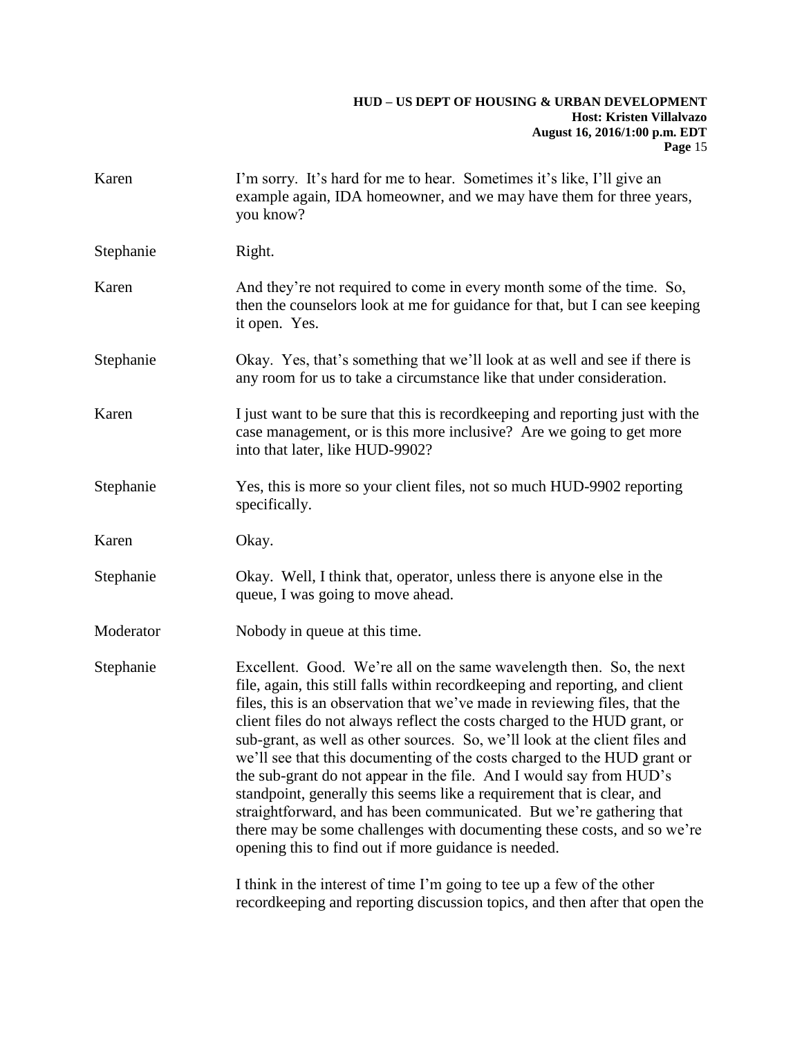Karen I'm sorry. It's hard for me to hear. Sometimes it's like, I'll give an example again, IDA homeowner, and we may have them for three years, you know?

Stephanie Right.

Karen And they're not required to come in every month some of the time. So, then the counselors look at me for guidance for that, but I can see keeping it open. Yes.

Stephanie Okay. Yes, that's something that we'll look at as well and see if there is any room for us to take a circumstance like that under consideration.

Karen I just want to be sure that this is recordkeeping and reporting just with the case management, or is this more inclusive? Are we going to get more into that later, like HUD-9902?

Stephanie Yes, this is more so your client files, not so much HUD-9902 reporting specifically.

Karen Okay.

Stephanie Okay. Well, I think that, operator, unless there is anyone else in the queue, I was going to move ahead.

Moderator Nobody in queue at this time.

Stephanie Excellent. Good. We're all on the same wavelength then. So, the next file, again, this still falls within recordkeeping and reporting, and client files, this is an observation that we've made in reviewing files, that the client files do not always reflect the costs charged to the HUD grant, or sub-grant, as well as other sources. So, we'll look at the client files and we'll see that this documenting of the costs charged to the HUD grant or the sub-grant do not appear in the file. And I would say from HUD's standpoint, generally this seems like a requirement that is clear, and straightforward, and has been communicated. But we're gathering that there may be some challenges with documenting these costs, and so we're opening this to find out if more guidance is needed.

I think in the interest of time I'm going to tee up a few of the other recordkeeping and reporting discussion topics, and then after that open the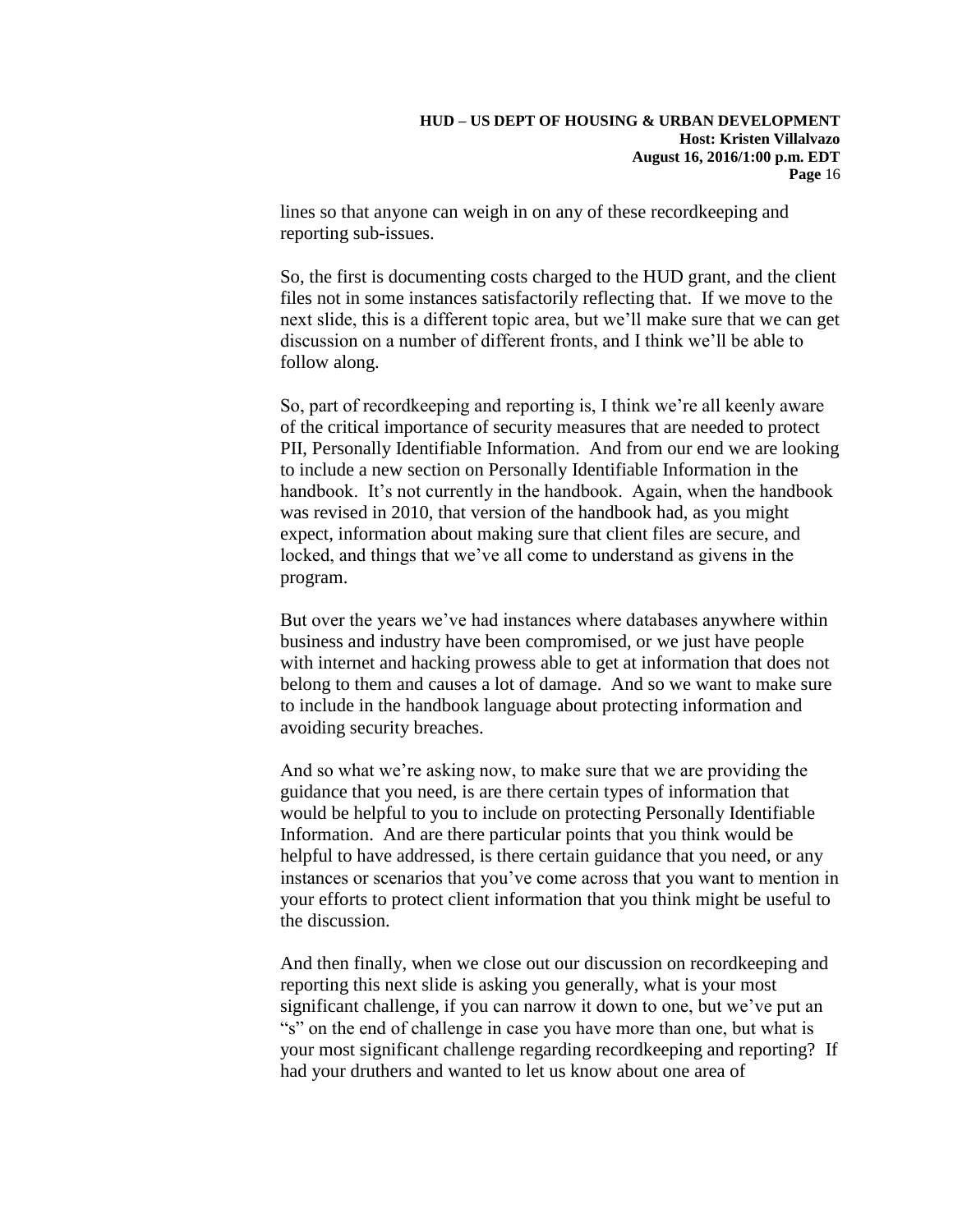lines so that anyone can weigh in on any of these recordkeeping and reporting sub-issues.

So, the first is documenting costs charged to the HUD grant, and the client files not in some instances satisfactorily reflecting that. If we move to the next slide, this is a different topic area, but we'll make sure that we can get discussion on a number of different fronts, and I think we'll be able to follow along.

So, part of recordkeeping and reporting is, I think we're all keenly aware of the critical importance of security measures that are needed to protect PII, Personally Identifiable Information. And from our end we are looking to include a new section on Personally Identifiable Information in the handbook. It's not currently in the handbook. Again, when the handbook was revised in 2010, that version of the handbook had, as you might expect, information about making sure that client files are secure, and locked, and things that we've all come to understand as givens in the program.

But over the years we've had instances where databases anywhere within business and industry have been compromised, or we just have people with internet and hacking prowess able to get at information that does not belong to them and causes a lot of damage. And so we want to make sure to include in the handbook language about protecting information and avoiding security breaches.

And so what we're asking now, to make sure that we are providing the guidance that you need, is are there certain types of information that would be helpful to you to include on protecting Personally Identifiable Information. And are there particular points that you think would be helpful to have addressed, is there certain guidance that you need, or any instances or scenarios that you've come across that you want to mention in your efforts to protect client information that you think might be useful to the discussion.

And then finally, when we close out our discussion on recordkeeping and reporting this next slide is asking you generally, what is your most significant challenge, if you can narrow it down to one, but we've put an "s" on the end of challenge in case you have more than one, but what is your most significant challenge regarding recordkeeping and reporting? If had your druthers and wanted to let us know about one area of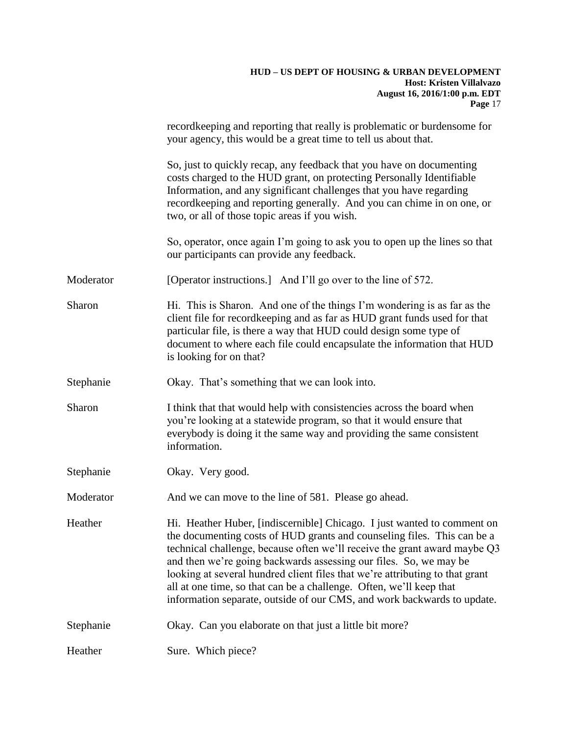recordkeeping and reporting that really is problematic or burdensome for your agency, this would be a great time to tell us about that.

So, just to quickly recap, any feedback that you have on documenting costs charged to the HUD grant, on protecting Personally Identifiable Information, and any significant challenges that you have regarding recordkeeping and reporting generally. And you can chime in on one, or two, or all of those topic areas if you wish.

So, operator, once again I'm going to ask you to open up the lines so that our participants can provide any feedback.

Moderator: [Operator instructions.] And I'll go over to the line of 572.

Sharon: Hi. This is Sharon. And one of the things I'm wondering is as far as the client file for recordkeeping and as far as HUD grant funds used for that particular file, is there a way that HUD could design some type of document to where each file could encapsulate the information that HUD is looking for on that?

Stephanie: Okay. That's something that we can look into.

Sharon: I think that that would help with consistencies across the board when you're looking at a statewide program, so that it would ensure that everybody is doing it the same way and providing the same consistent information.

Stephanie: Okay. Very good.

Moderator: And we can move to the line of 581. Please go ahead.

Heather: Hi. Heather Huber, [indiscernible] Chicago. I just wanted to comment on the documenting costs of HUD grants and counseling files. This can be a technical challenge, because often we'll receive the grant award maybe Q3 and then we're going backwards assessing our files. So, we may be looking at several hundred client files that we're attributing to that grant all at one time, so that can be a challenge. Often, we'll keep that information separate, outside of our CMS, and work backwards to update.

Stephanie: Okay. Can you elaborate on that just a little bit more?

Heather: Sure. Which piece?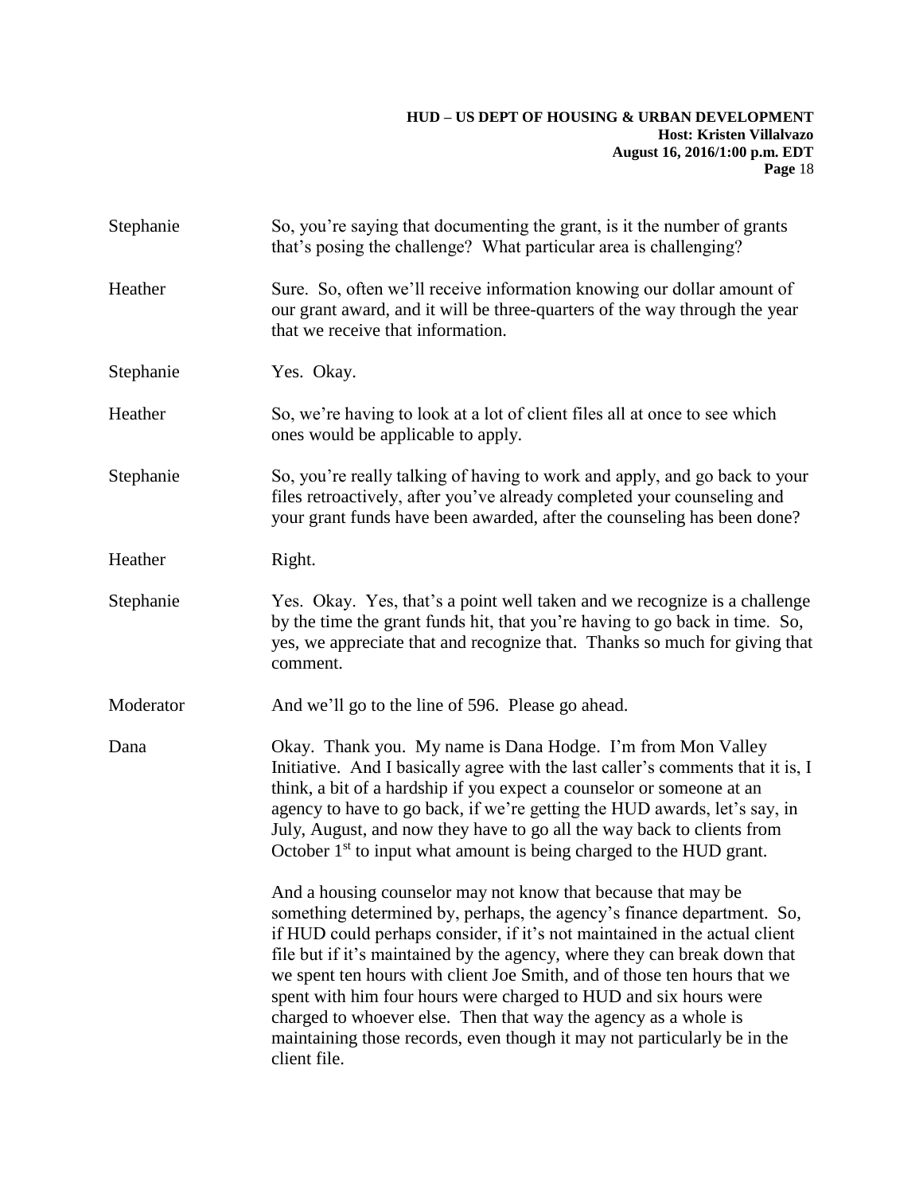Stephanie So, you're saying that documenting the grant, is it the number of grants that's posing the challenge? What particular area is challenging?

Heather Sure. So, often we'll receive information knowing our dollar amount of our grant award, and it will be three-quarters of the way through the year that we receive that information.

Stephanie Yes. Okay.

Heather So, we're having to look at a lot of client files all at once to see which ones would be applicable to apply.

Stephanie So, you're really talking of having to work and apply, and go back to your files retroactively, after you've already completed your counseling and your grant funds have been awarded, after the counseling has been done?

Heather Right.

Stephanie Yes. Okay. Yes, that's a point well taken and we recognize is a challenge by the time the grant funds hit, that you're having to go back in time. So, yes, we appreciate that and recognize that. Thanks so much for giving that comment.

Moderator And we'll go to the line of 596. Please go ahead.

Dana Okay. Thank you. My name is Dana Hodge. I'm from Mon Valley Initiative. And I basically agree with the last caller's comments that it is, I think, a bit of a hardship if you expect a counselor or someone at an agency to have to go back, if we're getting the HUD awards, let's say, in July, August, and now they have to go all the way back to clients from October 1st to input what amount is being charged to the HUD grant.

And a housing counselor may not know that because that may be something determined by, perhaps, the agency's finance department. So, if HUD could perhaps consider, if it's not maintained in the actual client file but if it's maintained by the agency, where they can break down that we spent ten hours with client Joe Smith, and of those ten hours that we spent with him four hours were charged to HUD and six hours were charged to whoever else. Then that way the agency as a whole is maintaining those records, even though it may not particularly be in the client file.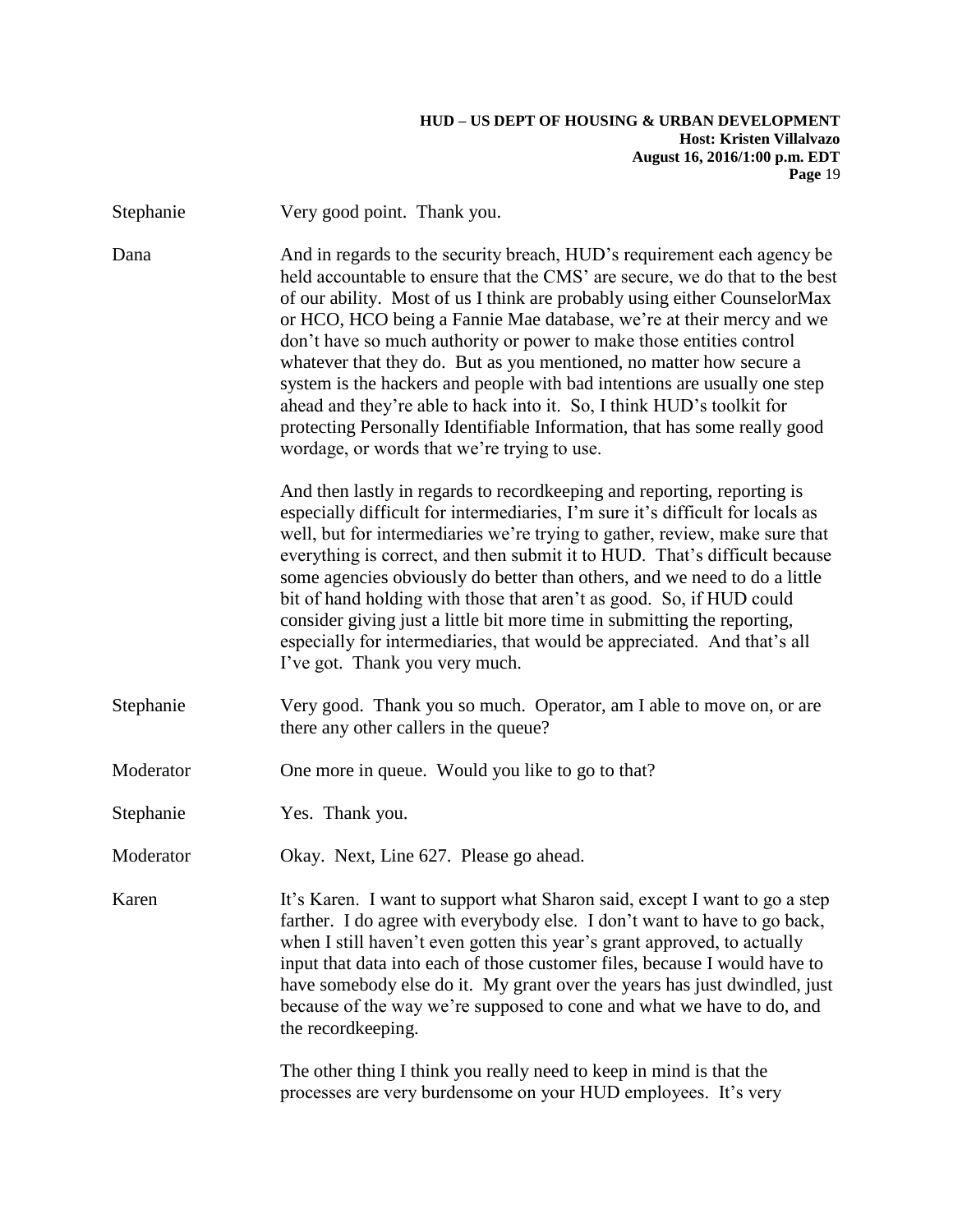Stephanie Very good point. Thank you.

Dana And in regards to the security breach, HUD's requirement each agency be held accountable to ensure that the CMS' are secure, we do that to the best of our ability. Most of us I think are probably using either CounselorMax or HCO, HCO being a Fannie Mae database, we're at their mercy and we don't have so much authority or power to make those entities control whatever that they do. But as you mentioned, no matter how secure a system is the hackers and people with bad intentions are usually one step ahead and they're able to hack into it. So, I think HUD's toolkit for protecting Personally Identifiable Information, that has some really good wordage, or words that we're trying to use.

And then lastly in regards to recordkeeping and reporting, reporting is especially difficult for intermediaries, I'm sure it's difficult for locals as well, but for intermediaries we're trying to gather, review, make sure that everything is correct, and then submit it to HUD. That's difficult because some agencies obviously do better than others, and we need to do a little bit of hand holding with those that aren't as good. So, if HUD could consider giving just a little bit more time in submitting the reporting, especially for intermediaries, that would be appreciated. And that's all I've got. Thank you very much.

Stephanie Very good. Thank you so much. Operator, am I able to move on, or are there any other callers in the queue?

Moderator One more in queue. Would you like to go to that?

Stephanie Yes. Thank you.

Moderator Okay. Next, Line 627. Please go ahead.

Karen It's Karen. I want to support what Sharon said, except I want to go a step farther. I do agree with everybody else. I don't want to have to go back, when I still haven't even gotten this year's grant approved, to actually input that data into each of those customer files, because I would have to have somebody else do it. My grant over the years has just dwindled, just because of the way we're supposed to cone and what we have to do, and the recordkeeping.

The other thing I think you really need to keep in mind is that the processes are very burdensome on your HUD employees. It's very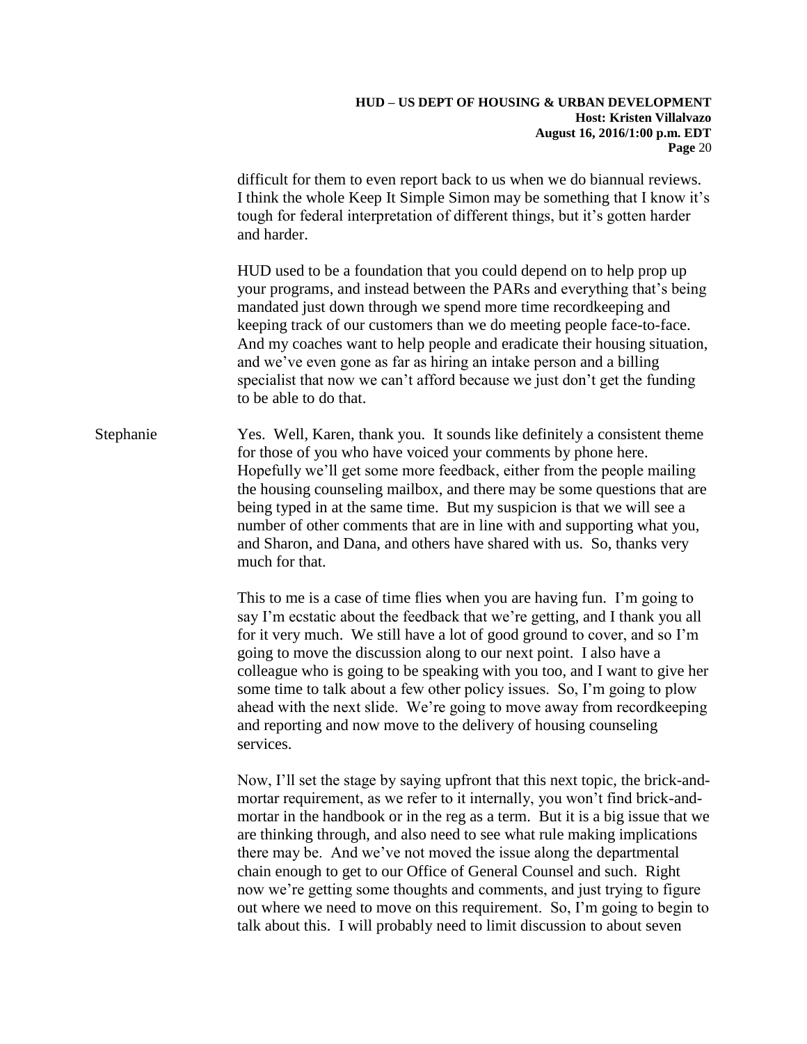difficult for them to even report back to us when we do biannual reviews. I think the whole Keep It Simple Simon may be something that I know it's tough for federal interpretation of different things, but it's gotten harder and harder.

HUD used to be a foundation that you could depend on to help prop up your programs, and instead between the PARs and everything that's being mandated just down through we spend more time recordkeeping and keeping track of our customers than we do meeting people face-to-face. And my coaches want to help people and eradicate their housing situation, and we've even gone as far as hiring an intake person and a billing specialist that now we can't afford because we just don't get the funding to be able to do that.

Stephanie: Yes. Well, Karen, thank you. It sounds like definitely a consistent theme for those of you who have voiced your comments by phone here. Hopefully we'll get some more feedback, either from the people mailing the housing counseling mailbox, and there may be some questions that are being typed in at the same time. But my suspicion is that we will see a number of other comments that are in line with and supporting what you, and Sharon, and Dana, and others have shared with us. So, thanks very much for that.

This to me is a case of time flies when you are having fun. I'm going to say I'm ecstatic about the feedback that we're getting, and I thank you all for it very much. We still have a lot of good ground to cover, and so I'm going to move the discussion along to our next point. I also have a colleague who is going to be speaking with you too, and I want to give her some time to talk about a few other policy issues. So, I'm going to plow ahead with the next slide. We're going to move away from recordkeeping and reporting and now move to the delivery of housing counseling services.

Now, I'll set the stage by saying upfront that this next topic, the brick-and-mortar requirement, as we refer to it internally, you won't find brick-and-mortar in the handbook or in the reg as a term. But it is a big issue that we are thinking through, and also need to see what rule making implications there may be. And we've not moved the issue along the departmental chain enough to get to our Office of General Counsel and such. Right now we're getting some thoughts and comments, and just trying to figure out where we need to move on this requirement. So, I'm going to begin to talk about this. I will probably need to limit discussion to about seven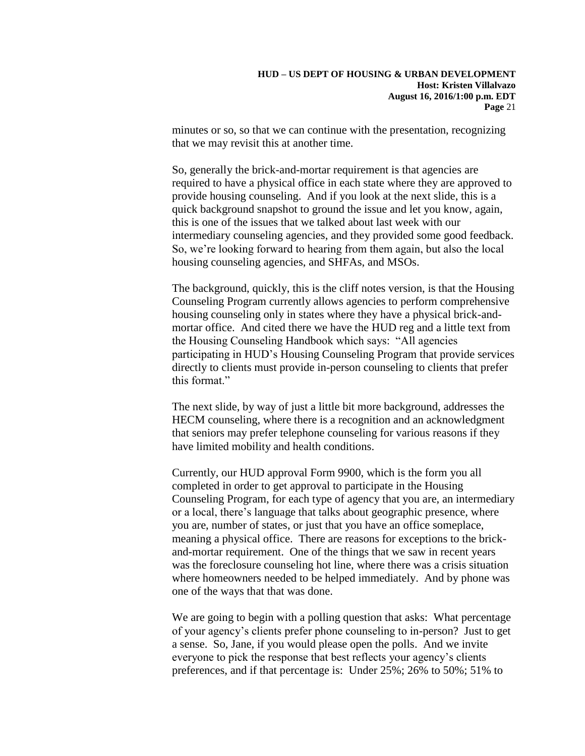minutes or so, so that we can continue with the presentation, recognizing that we may revisit this at another time.

So, generally the brick-and-mortar requirement is that agencies are required to have a physical office in each state where they are approved to provide housing counseling. And if you look at the next slide, this is a quick background snapshot to ground the issue and let you know, again, this is one of the issues that we talked about last week with our intermediary counseling agencies, and they provided some good feedback. So, we're looking forward to hearing from them again, but also the local housing counseling agencies, and SHFAs, and MSOs.

The background, quickly, this is the cliff notes version, is that the Housing Counseling Program currently allows agencies to perform comprehensive housing counseling only in states where they have a physical brick-and-mortar office. And cited there we have the HUD reg and a little text from the Housing Counseling Handbook which says: "All agencies participating in HUD's Housing Counseling Program that provide services directly to clients must provide in-person counseling to clients that prefer this format."

The next slide, by way of just a little bit more background, addresses the HECM counseling, where there is a recognition and an acknowledgment that seniors may prefer telephone counseling for various reasons if they have limited mobility and health conditions.

Currently, our HUD approval Form 9900, which is the form you all completed in order to get approval to participate in the Housing Counseling Program, for each type of agency that you are, an intermediary or a local, there's language that talks about geographic presence, where you are, number of states, or just that you have an office someplace, meaning a physical office. There are reasons for exceptions to the brick-and-mortar requirement. One of the things that we saw in recent years was the foreclosure counseling hot line, where there was a crisis situation where homeowners needed to be helped immediately. And by phone was one of the ways that that was done.

We are going to begin with a polling question that asks: What percentage of your agency's clients prefer phone counseling to in-person? Just to get a sense. So, Jane, if you would please open the polls. And we invite everyone to pick the response that best reflects your agency's clients preferences, and if that percentage is: Under 25%; 26% to 50%; 51% to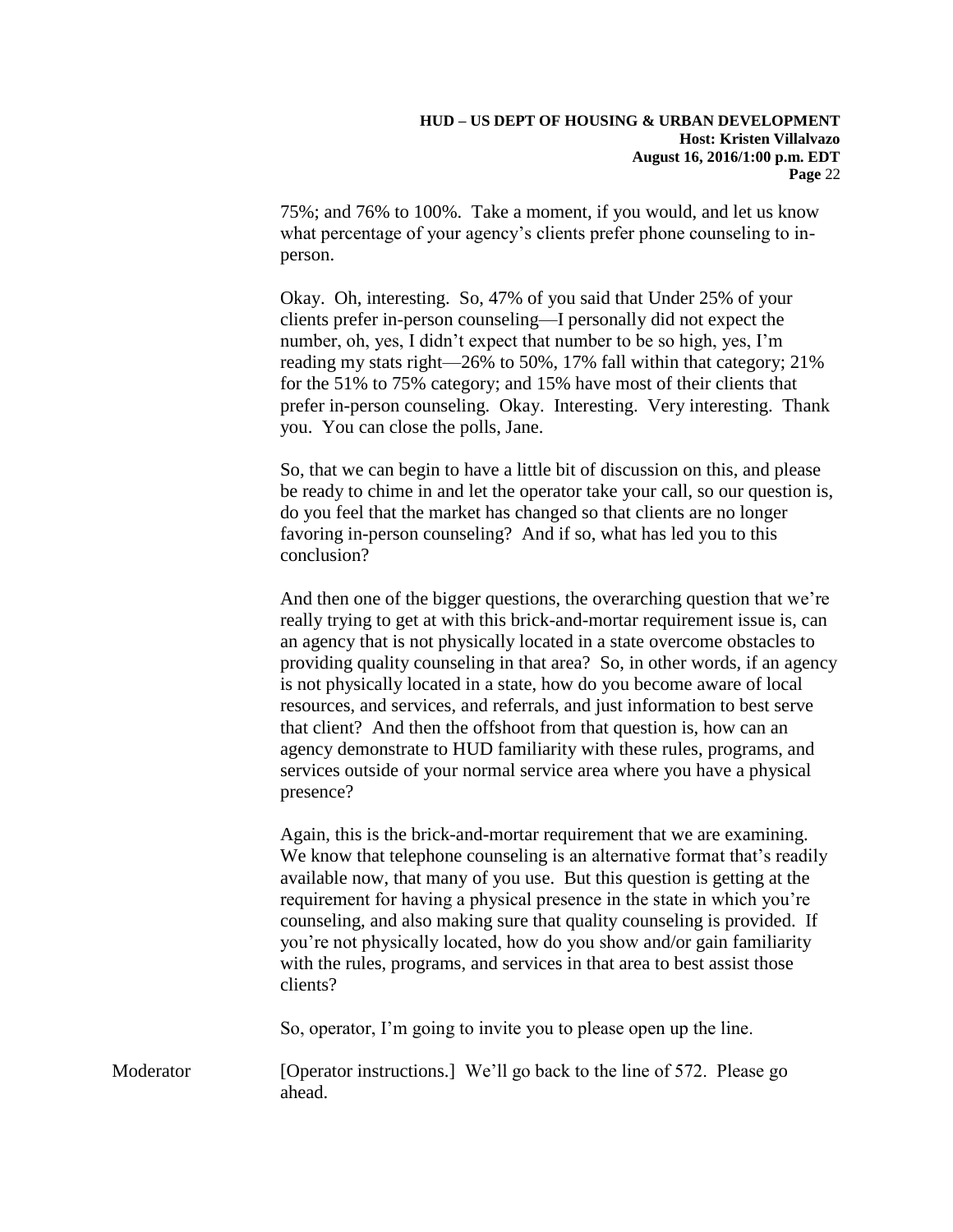75%; and 76% to 100%. Take a moment, if you would, and let us know what percentage of your agency's clients prefer phone counseling to in-person.

Okay. Oh, interesting. So, 47% of you said that Under 25% of your clients prefer in-person counseling—I personally did not expect the number, oh, yes, I didn't expect that number to be so high, yes, I'm reading my stats right—26% to 50%, 17% fall within that category; 21% for the 51% to 75% category; and 15% have most of their clients that prefer in-person counseling. Okay. Interesting. Very interesting. Thank you. You can close the polls, Jane.

So, that we can begin to have a little bit of discussion on this, and please be ready to chime in and let the operator take your call, so our question is, do you feel that the market has changed so that clients are no longer favoring in-person counseling? And if so, what has led you to this conclusion?

And then one of the bigger questions, the overarching question that we're really trying to get at with this brick-and-mortar requirement issue is, can an agency that is not physically located in a state overcome obstacles to providing quality counseling in that area? So, in other words, if an agency is not physically located in a state, how do you become aware of local resources, and services, and referrals, and just information to best serve that client? And then the offshoot from that question is, how can an agency demonstrate to HUD familiarity with these rules, programs, and services outside of your normal service area where you have a physical presence?

Again, this is the brick-and-mortar requirement that we are examining. We know that telephone counseling is an alternative format that's readily available now, that many of you use. But this question is getting at the requirement for having a physical presence in the state in which you're counseling, and also making sure that quality counseling is provided. If you're not physically located, how do you show and/or gain familiarity with the rules, programs, and services in that area to best assist those clients?

So, operator, I'm going to invite you to please open up the line.

Moderator: [Operator instructions.] We'll go back to the line of 572. Please go ahead.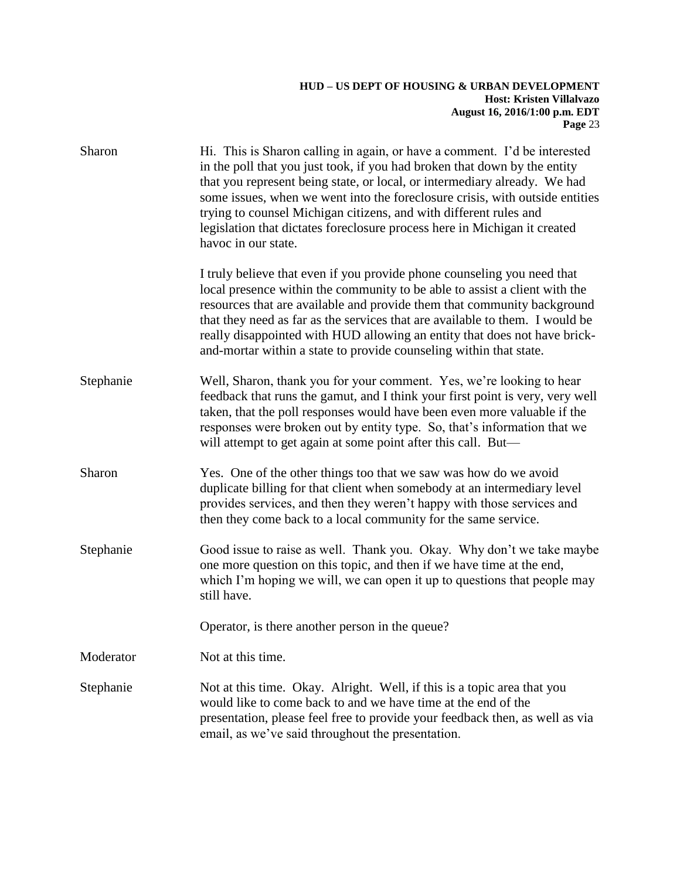Sharon: Hi. This is Sharon calling in again, or have a comment. I'd be interested in the poll that you just took, if you had broken that down by the entity that you represent being state, or local, or intermediary already. We had some issues, when we went into the foreclosure crisis, with outside entities trying to counsel Michigan citizens, and with different rules and legislation that dictates foreclosure process here in Michigan it created havoc in our state.

I truly believe that even if you provide phone counseling you need that local presence within the community to be able to assist a client with the resources that are available and provide them that community background that they need as far as the services that are available to them. I would be really disappointed with HUD allowing an entity that does not have brick-and-mortar within a state to provide counseling within that state.

Stephanie: Well, Sharon, thank you for your comment. Yes, we're looking to hear feedback that runs the gamut, and I think your first point is very, very well taken, that the poll responses would have been even more valuable if the responses were broken out by entity type. So, that's information that we will attempt to get again at some point after this call. But—

Sharon: Yes. One of the other things too that we saw was how do we avoid duplicate billing for that client when somebody at an intermediary level provides services, and then they weren't happy with those services and then they come back to a local community for the same service.

Stephanie: Good issue to raise as well. Thank you. Okay. Why don't we take maybe one more question on this topic, and then if we have time at the end, which I'm hoping we will, we can open it up to questions that people may still have.

Operator, is there another person in the queue?

Moderator: Not at this time.

Stephanie: Not at this time. Okay. Alright. Well, if this is a topic area that you would like to come back to and we have time at the end of the presentation, please feel free to provide your feedback then, as well as via email, as we've said throughout the presentation.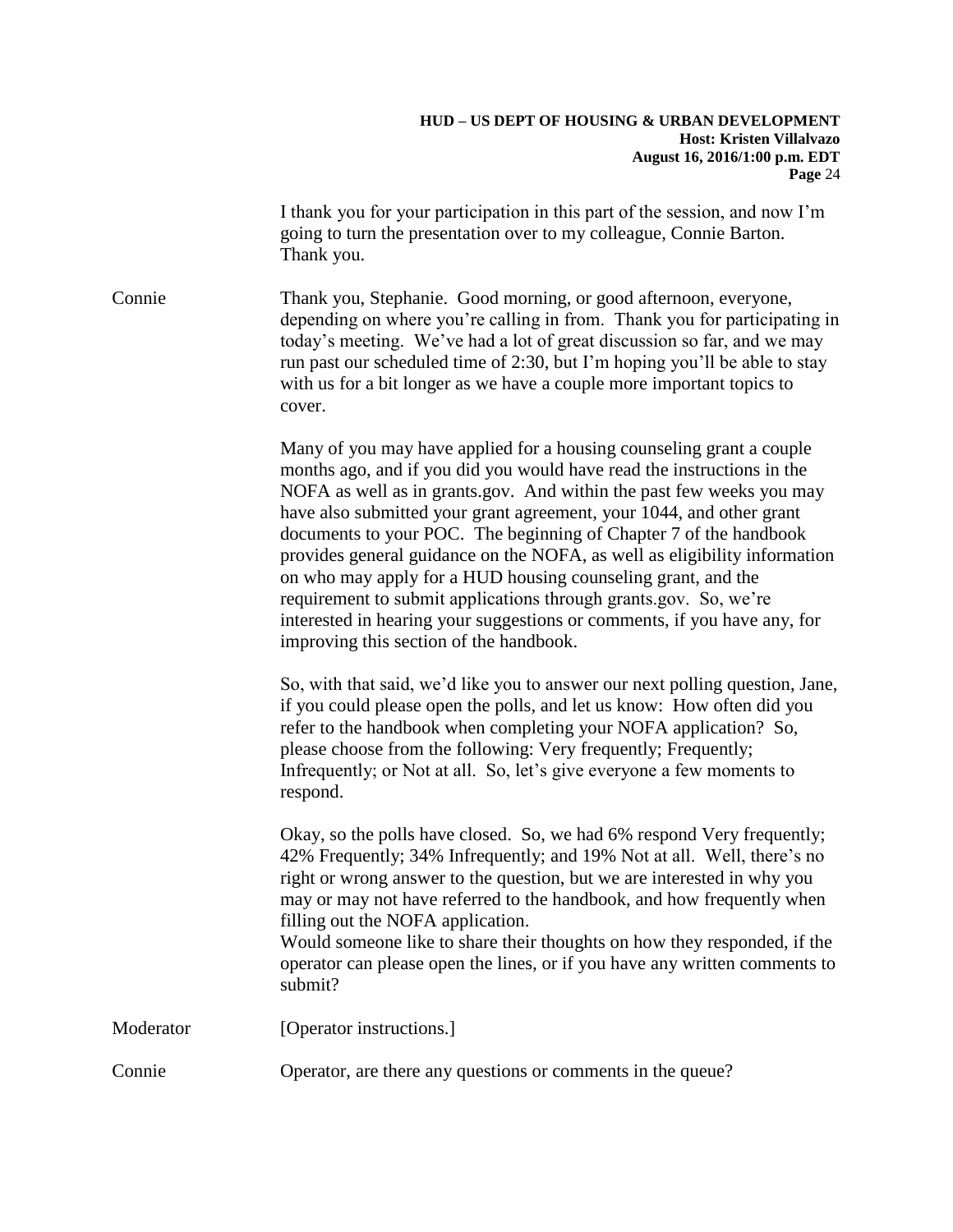I thank you for your participation in this part of the session, and now I'm going to turn the presentation over to my colleague, Connie Barton. Thank you.

Connie Thank you, Stephanie. Good morning, or good afternoon, everyone, depending on where you're calling in from. Thank you for participating in today's meeting. We've had a lot of great discussion so far, and we may run past our scheduled time of 2:30, but I'm hoping you'll be able to stay with us for a bit longer as we have a couple more important topics to cover.

Many of you may have applied for a housing counseling grant a couple months ago, and if you did you would have read the instructions in the NOFA as well as in grants.gov. And within the past few weeks you may have also submitted your grant agreement, your 1044, and other grant documents to your POC. The beginning of Chapter 7 of the handbook provides general guidance on the NOFA, as well as eligibility information on who may apply for a HUD housing counseling grant, and the requirement to submit applications through grants.gov. So, we're interested in hearing your suggestions or comments, if you have any, for improving this section of the handbook.

So, with that said, we'd like you to answer our next polling question, Jane, if you could please open the polls, and let us know: How often did you refer to the handbook when completing your NOFA application? So, please choose from the following: Very frequently; Frequently; Infrequently; or Not at all. So, let's give everyone a few moments to respond.

Okay, so the polls have closed. So, we had 6% respond Very frequently; 42% Frequently; 34% Infrequently; and 19% Not at all. Well, there's no right or wrong answer to the question, but we are interested in why you may or may not have referred to the handbook, and how frequently when filling out the NOFA application.
Would someone like to share their thoughts on how they responded, if the operator can please open the lines, or if you have any written comments to submit?

Moderator [Operator instructions.]

Connie Operator, are there any questions or comments in the queue?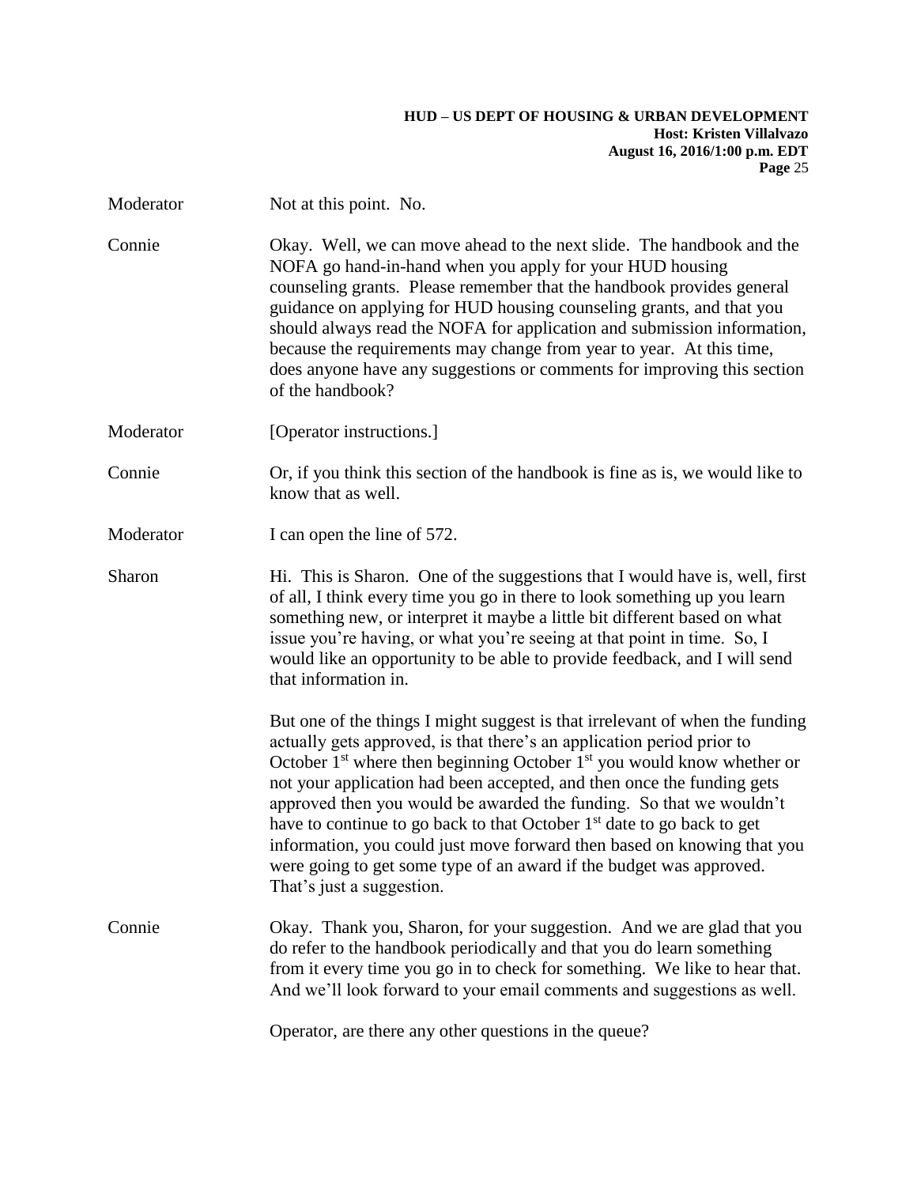Moderator: Not at this point. No.

Connie: Okay. Well, we can move ahead to the next slide. The handbook and the NOFA go hand-in-hand when you apply for your HUD housing counseling grants. Please remember that the handbook provides general guidance on applying for HUD housing counseling grants, and that you should always read the NOFA for application and submission information, because the requirements may change from year to year. At this time, does anyone have any suggestions or comments for improving this section of the handbook?

Moderator: [Operator instructions.]

Connie: Or, if you think this section of the handbook is fine as is, we would like to know that as well.

Moderator: I can open the line of 572.

Sharon: Hi. This is Sharon. One of the suggestions that I would have is, well, first of all, I think every time you go in there to look something up you learn something new, or interpret it maybe a little bit different based on what issue you're having, or what you're seeing at that point in time. So, I would like an opportunity to be able to provide feedback, and I will send that information in.

But one of the things I might suggest is that irrelevant of when the funding actually gets approved, is that there's an application period prior to October 1st where then beginning October 1st you would know whether or not your application had been accepted, and then once the funding gets approved then you would be awarded the funding. So that we wouldn't have to continue to go back to that October 1st date to go back to get information, you could just move forward then based on knowing that you were going to get some type of an award if the budget was approved. That's just a suggestion.

Connie: Okay. Thank you, Sharon, for your suggestion. And we are glad that you do refer to the handbook periodically and that you do learn something from it every time you go in to check for something. We like to hear that. And we'll look forward to your email comments and suggestions as well.

Operator, are there any other questions in the queue?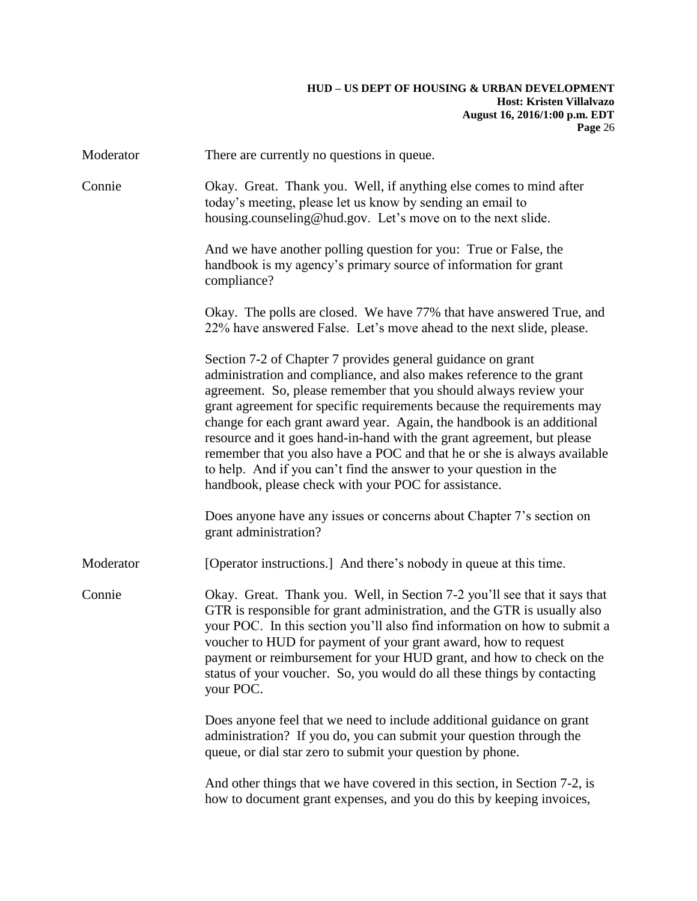Moderator There are currently no questions in queue.

Connie Okay. Great. Thank you. Well, if anything else comes to mind after today's meeting, please let us know by sending an email to housing.counseling@hud.gov. Let's move on to the next slide.

And we have another polling question for you: True or False, the handbook is my agency's primary source of information for grant compliance?

Okay. The polls are closed. We have 77% that have answered True, and 22% have answered False. Let's move ahead to the next slide, please.

Section 7-2 of Chapter 7 provides general guidance on grant administration and compliance, and also makes reference to the grant agreement. So, please remember that you should always review your grant agreement for specific requirements because the requirements may change for each grant award year. Again, the handbook is an additional resource and it goes hand-in-hand with the grant agreement, but please remember that you also have a POC and that he or she is always available to help. And if you can't find the answer to your question in the handbook, please check with your POC for assistance.

Does anyone have any issues or concerns about Chapter 7's section on grant administration?

Moderator [Operator instructions.] And there's nobody in queue at this time.

Connie Okay. Great. Thank you. Well, in Section 7-2 you'll see that it says that GTR is responsible for grant administration, and the GTR is usually also your POC. In this section you'll also find information on how to submit a voucher to HUD for payment of your grant award, how to request payment or reimbursement for your HUD grant, and how to check on the status of your voucher. So, you would do all these things by contacting your POC.

Does anyone feel that we need to include additional guidance on grant administration? If you do, you can submit your question through the queue, or dial star zero to submit your question by phone.

And other things that we have covered in this section, in Section 7-2, is how to document grant expenses, and you do this by keeping invoices,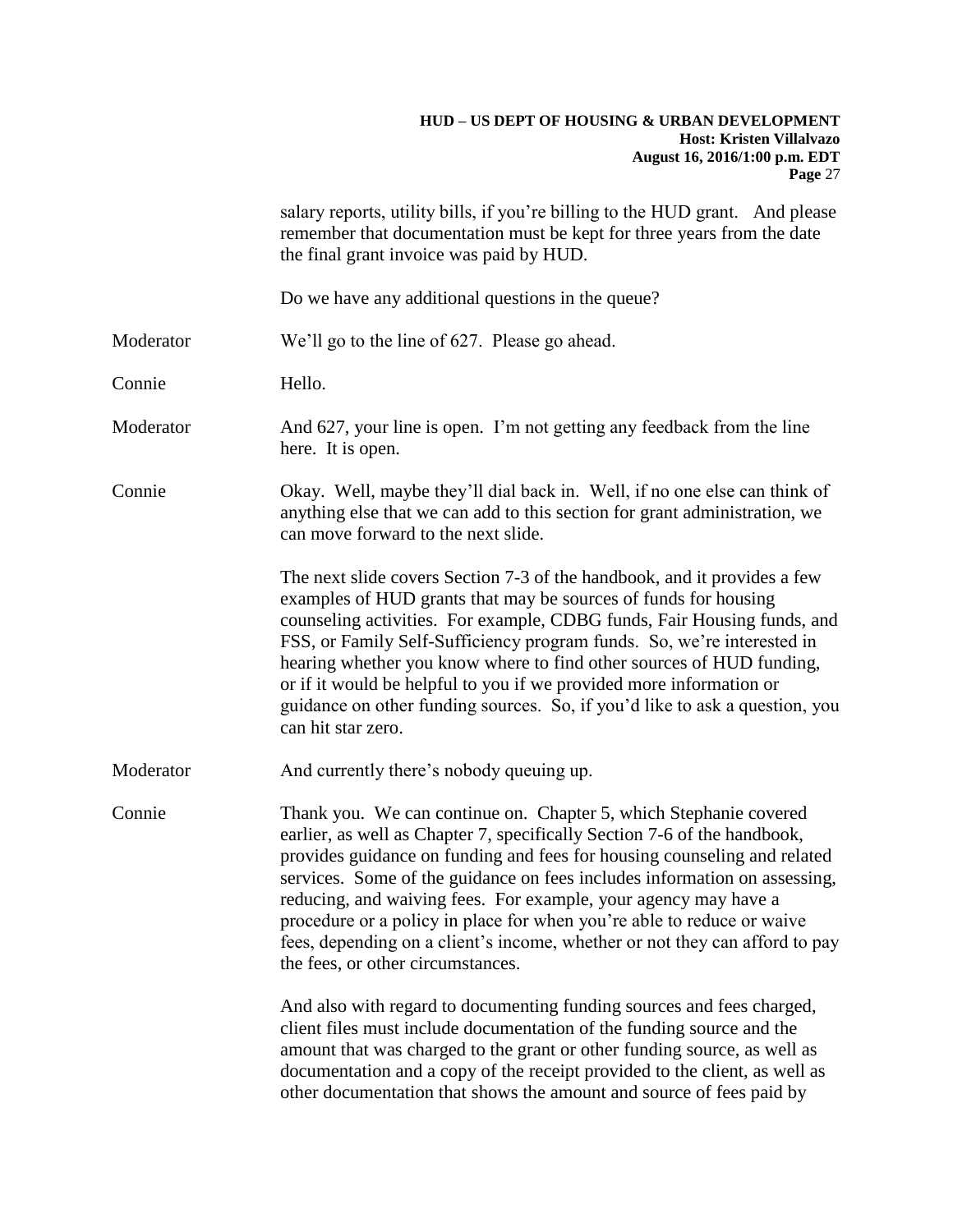salary reports, utility bills, if you're billing to the HUD grant. And please remember that documentation must be kept for three years from the date the final grant invoice was paid by HUD.

Do we have any additional questions in the queue?

Moderator: We'll go to the line of 627. Please go ahead.

Connie: Hello.

Moderator: And 627, your line is open. I'm not getting any feedback from the line here. It is open.

Connie: Okay. Well, maybe they'll dial back in. Well, if no one else can think of anything else that we can add to this section for grant administration, we can move forward to the next slide.

The next slide covers Section 7-3 of the handbook, and it provides a few examples of HUD grants that may be sources of funds for housing counseling activities. For example, CDBG funds, Fair Housing funds, and FSS, or Family Self-Sufficiency program funds. So, we're interested in hearing whether you know where to find other sources of HUD funding, or if it would be helpful to you if we provided more information or guidance on other funding sources. So, if you'd like to ask a question, you can hit star zero.

Moderator: And currently there's nobody queuing up.

Connie: Thank you. We can continue on. Chapter 5, which Stephanie covered earlier, as well as Chapter 7, specifically Section 7-6 of the handbook, provides guidance on funding and fees for housing counseling and related services. Some of the guidance on fees includes information on assessing, reducing, and waiving fees. For example, your agency may have a procedure or a policy in place for when you're able to reduce or waive fees, depending on a client's income, whether or not they can afford to pay the fees, or other circumstances.

And also with regard to documenting funding sources and fees charged, client files must include documentation of the funding source and the amount that was charged to the grant or other funding source, as well as documentation and a copy of the receipt provided to the client, as well as other documentation that shows the amount and source of fees paid by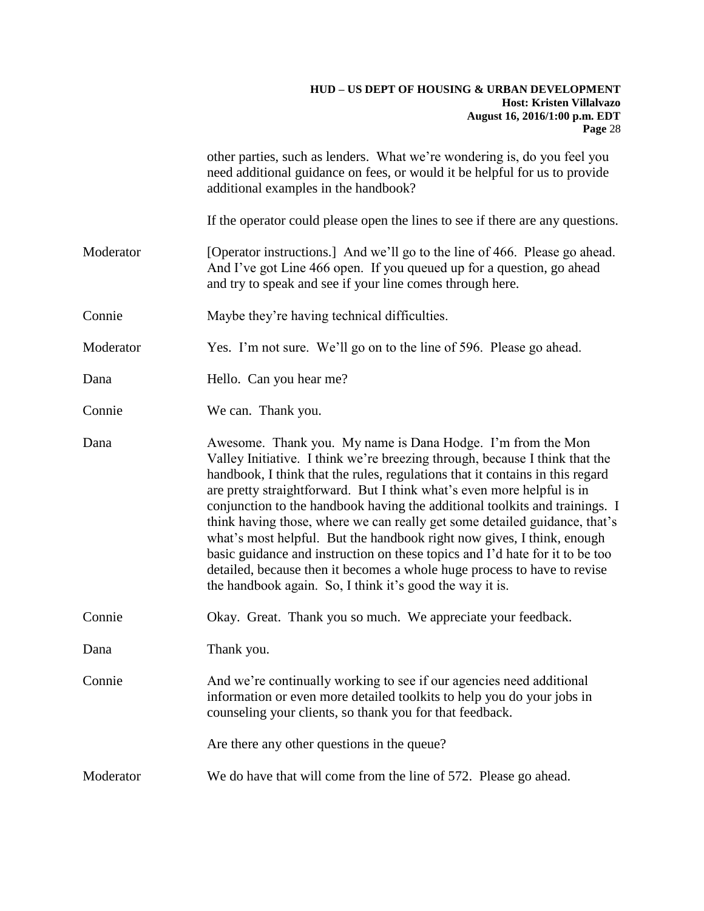other parties, such as lenders. What we're wondering is, do you feel you need additional guidance on fees, or would it be helpful for us to provide additional examples in the handbook?

If the operator could please open the lines to see if there are any questions.

Moderator [Operator instructions.] And we'll go to the line of 466. Please go ahead. And I've got Line 466 open. If you queued up for a question, go ahead and try to speak and see if your line comes through here.

Connie Maybe they're having technical difficulties.

Moderator Yes. I'm not sure. We'll go on to the line of 596. Please go ahead.

Dana Hello. Can you hear me?

Connie We can. Thank you.

Dana Awesome. Thank you. My name is Dana Hodge. I'm from the Mon Valley Initiative. I think we're breezing through, because I think that the handbook, I think that the rules, regulations that it contains in this regard are pretty straightforward. But I think what's even more helpful is in conjunction to the handbook having the additional toolkits and trainings. I think having those, where we can really get some detailed guidance, that's what's most helpful. But the handbook right now gives, I think, enough basic guidance and instruction on these topics and I'd hate for it to be too detailed, because then it becomes a whole huge process to have to revise the handbook again. So, I think it's good the way it is.

Connie Okay. Great. Thank you so much. We appreciate your feedback.

Dana Thank you.

Connie And we're continually working to see if our agencies need additional information or even more detailed toolkits to help you do your jobs in counseling your clients, so thank you for that feedback.

Are there any other questions in the queue?

Moderator We do have that will come from the line of 572. Please go ahead.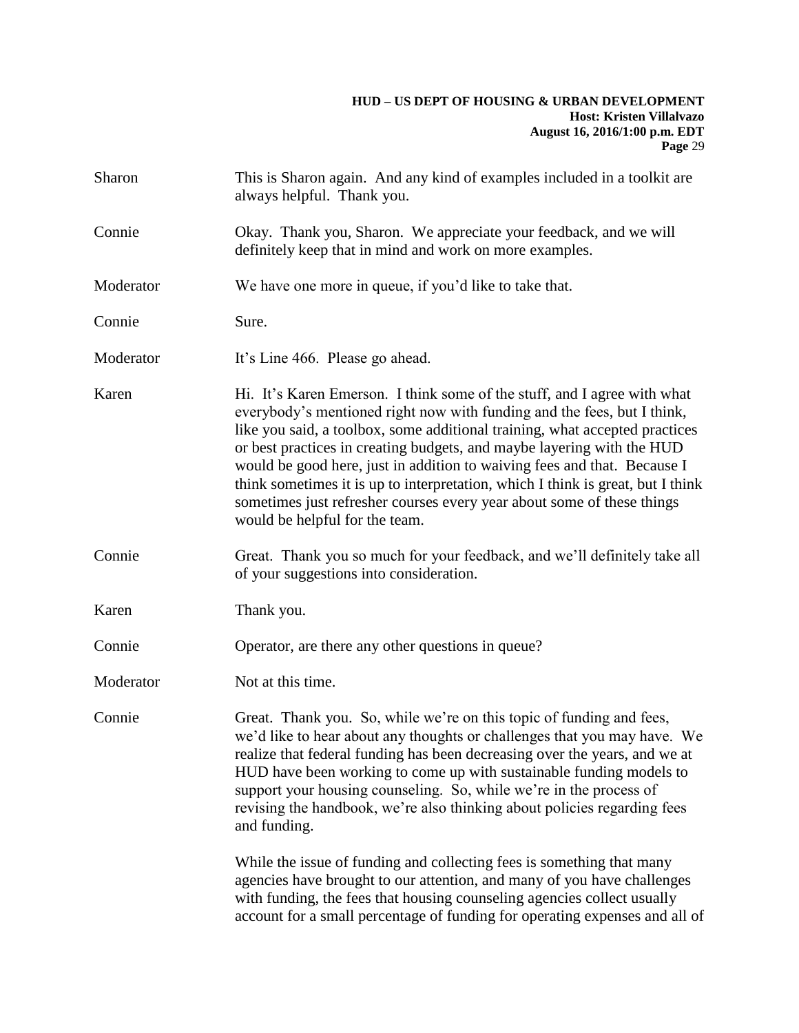Sharon This is Sharon again. And any kind of examples included in a toolkit are always helpful. Thank you.

Connie Okay. Thank you, Sharon. We appreciate your feedback, and we will definitely keep that in mind and work on more examples.

Moderator We have one more in queue, if you'd like to take that.

Connie Sure.

Moderator It's Line 466. Please go ahead.

Karen Hi. It's Karen Emerson. I think some of the stuff, and I agree with what everybody's mentioned right now with funding and the fees, but I think, like you said, a toolbox, some additional training, what accepted practices or best practices in creating budgets, and maybe layering with the HUD would be good here, just in addition to waiving fees and that. Because I think sometimes it is up to interpretation, which I think is great, but I think sometimes just refresher courses every year about some of these things would be helpful for the team.

Connie Great. Thank you so much for your feedback, and we'll definitely take all of your suggestions into consideration.

Karen Thank you.

Connie Operator, are there any other questions in queue?

Moderator Not at this time.

Connie Great. Thank you. So, while we're on this topic of funding and fees, we'd like to hear about any thoughts or challenges that you may have. We realize that federal funding has been decreasing over the years, and we at HUD have been working to come up with sustainable funding models to support your housing counseling. So, while we're in the process of revising the handbook, we're also thinking about policies regarding fees and funding.

While the issue of funding and collecting fees is something that many agencies have brought to our attention, and many of you have challenges with funding, the fees that housing counseling agencies collect usually account for a small percentage of funding for operating expenses and all of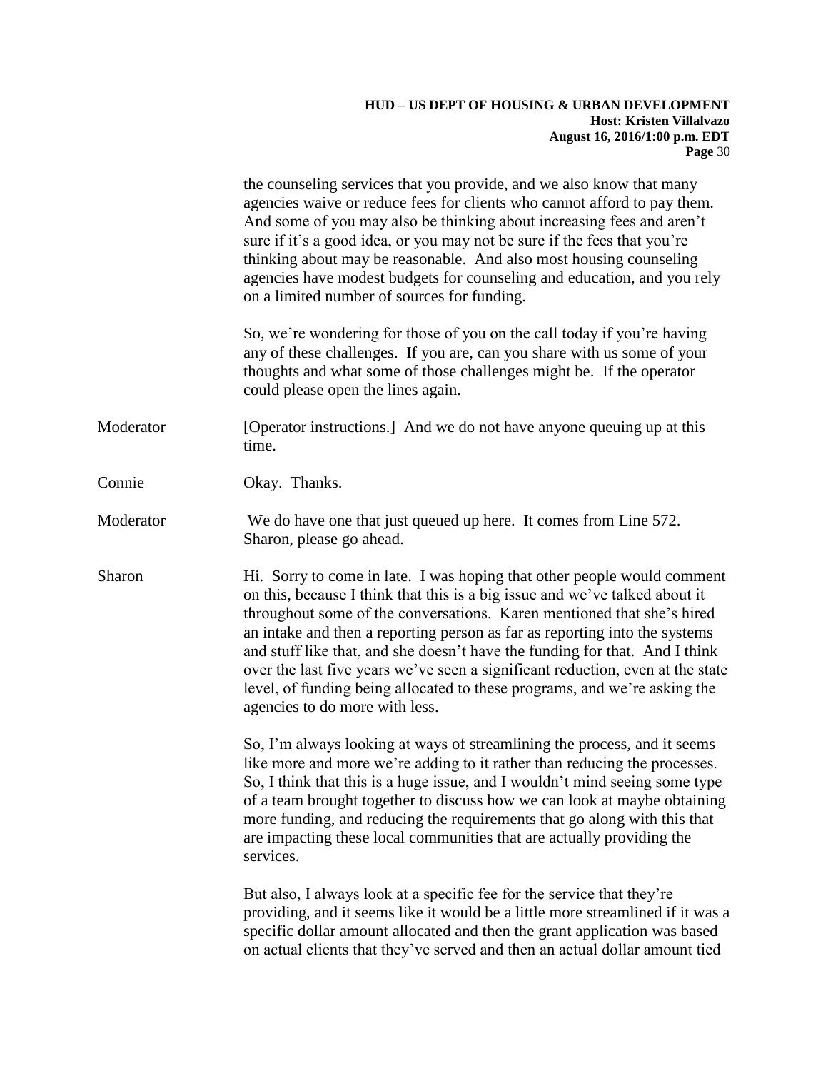the counseling services that you provide, and we also know that many agencies waive or reduce fees for clients who cannot afford to pay them. And some of you may also be thinking about increasing fees and aren't sure if it's a good idea, or you may not be sure if the fees that you're thinking about may be reasonable. And also most housing counseling agencies have modest budgets for counseling and education, and you rely on a limited number of sources for funding.

So, we're wondering for those of you on the call today if you're having any of these challenges. If you are, can you share with us some of your thoughts and what some of those challenges might be. If the operator could please open the lines again.

Moderator [Operator instructions.] And we do not have anyone queuing up at this time.

Connie Okay. Thanks.

Moderator We do have one that just queued up here. It comes from Line 572. Sharon, please go ahead.

Sharon Hi. Sorry to come in late. I was hoping that other people would comment on this, because I think that this is a big issue and we've talked about it throughout some of the conversations. Karen mentioned that she's hired an intake and then a reporting person as far as reporting into the systems and stuff like that, and she doesn't have the funding for that. And I think over the last five years we've seen a significant reduction, even at the state level, of funding being allocated to these programs, and we're asking the agencies to do more with less.

So, I'm always looking at ways of streamlining the process, and it seems like more and more we're adding to it rather than reducing the processes. So, I think that this is a huge issue, and I wouldn't mind seeing some type of a team brought together to discuss how we can look at maybe obtaining more funding, and reducing the requirements that go along with this that are impacting these local communities that are actually providing the services.

But also, I always look at a specific fee for the service that they're providing, and it seems like it would be a little more streamlined if it was a specific dollar amount allocated and then the grant application was based on actual clients that they've served and then an actual dollar amount tied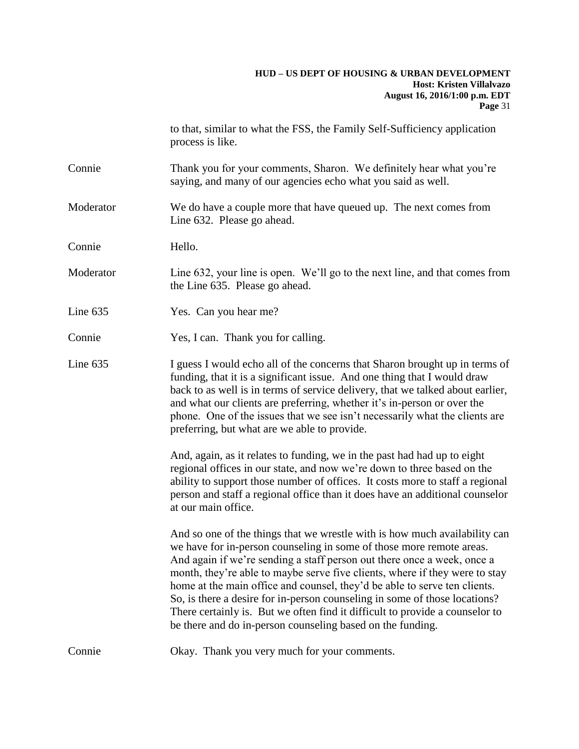to that, similar to what the FSS, the Family Self-Sufficiency application process is like.

Connie: Thank you for your comments, Sharon. We definitely hear what you're saying, and many of our agencies echo what you said as well.

Moderator: We do have a couple more that have queued up. The next comes from Line 632. Please go ahead.

Connie: Hello.

Moderator: Line 632, your line is open. We'll go to the next line, and that comes from the Line 635. Please go ahead.

Line 635: Yes. Can you hear me?

Connie: Yes, I can. Thank you for calling.

Line 635: I guess I would echo all of the concerns that Sharon brought up in terms of funding, that it is a significant issue. And one thing that I would draw back to as well is in terms of service delivery, that we talked about earlier, and what our clients are preferring, whether it's in-person or over the phone. One of the issues that we see isn't necessarily what the clients are preferring, but what are we able to provide.

And, again, as it relates to funding, we in the past had had up to eight regional offices in our state, and now we're down to three based on the ability to support those number of offices. It costs more to staff a regional person and staff a regional office than it does have an additional counselor at our main office.

And so one of the things that we wrestle with is how much availability can we have for in-person counseling in some of those more remote areas. And again if we're sending a staff person out there once a week, once a month, they're able to maybe serve five clients, where if they were to stay home at the main office and counsel, they'd be able to serve ten clients. So, is there a desire for in-person counseling in some of those locations? There certainly is. But we often find it difficult to provide a counselor to be there and do in-person counseling based on the funding.

Connie: Okay. Thank you very much for your comments.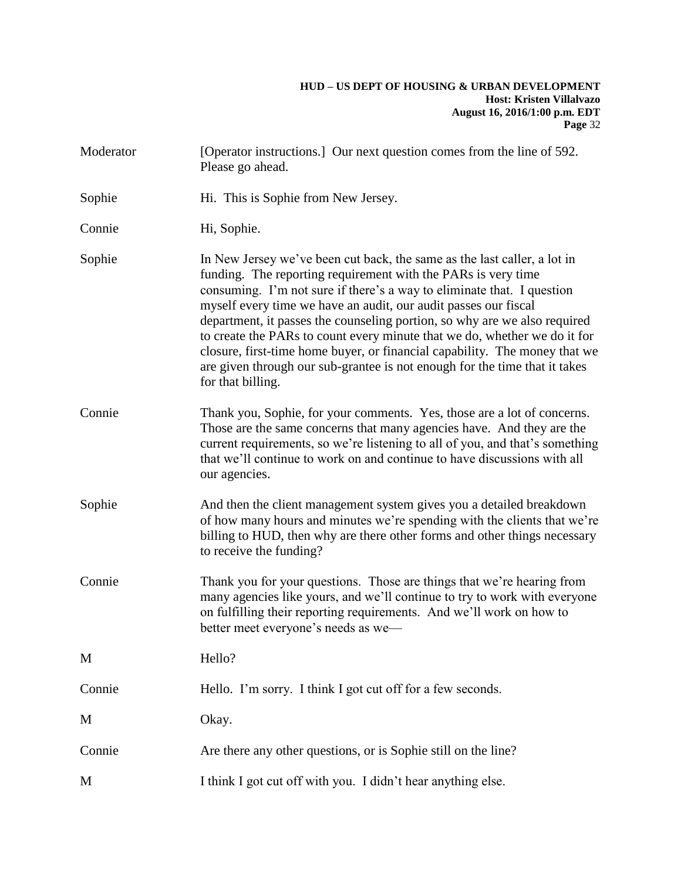Moderator [Operator instructions.] Our next question comes from the line of 592. Please go ahead.

Sophie Hi. This is Sophie from New Jersey.

Connie Hi, Sophie.

Sophie In New Jersey we've been cut back, the same as the last caller, a lot in funding. The reporting requirement with the PARs is very time consuming. I'm not sure if there's a way to eliminate that. I question myself every time we have an audit, our audit passes our fiscal department, it passes the counseling portion, so why are we also required to create the PARs to count every minute that we do, whether we do it for closure, first-time home buyer, or financial capability. The money that we are given through our sub-grantee is not enough for the time that it takes for that billing.

Connie Thank you, Sophie, for your comments. Yes, those are a lot of concerns. Those are the same concerns that many agencies have. And they are the current requirements, so we're listening to all of you, and that's something that we'll continue to work on and continue to have discussions with all our agencies.

Sophie And then the client management system gives you a detailed breakdown of how many hours and minutes we're spending with the clients that we're billing to HUD, then why are there other forms and other things necessary to receive the funding?

Connie Thank you for your questions. Those are things that we're hearing from many agencies like yours, and we'll continue to try to work with everyone on fulfilling their reporting requirements. And we'll work on how to better meet everyone's needs as we—

M Hello?

Connie Hello. I'm sorry. I think I got cut off for a few seconds.

M Okay.

Connie Are there any other questions, or is Sophie still on the line?

M I think I got cut off with you. I didn't hear anything else.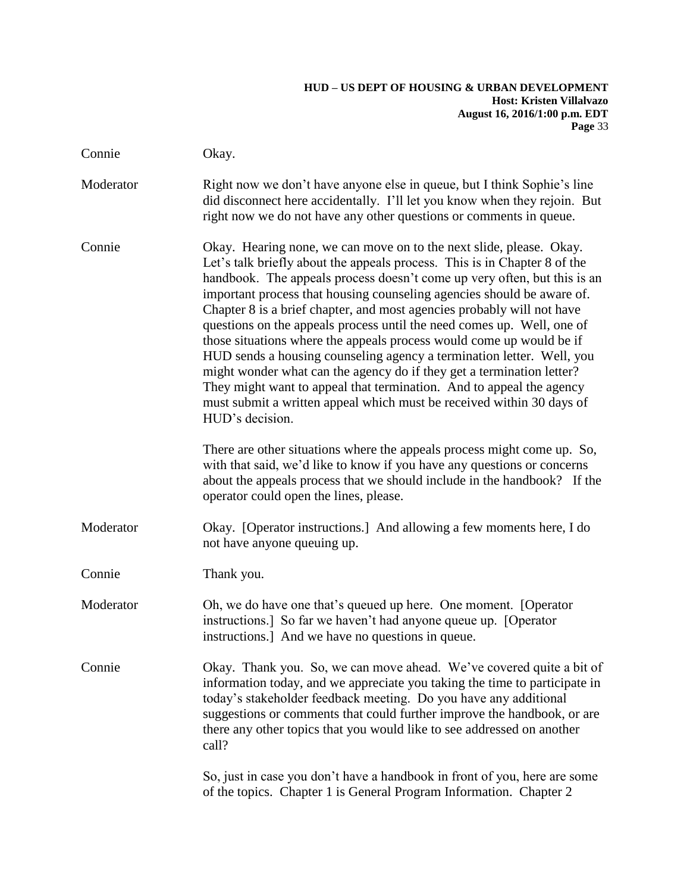Connie Okay.

Moderator Right now we don't have anyone else in queue, but I think Sophie's line did disconnect here accidentally. I'll let you know when they rejoin. But right now we do not have any other questions or comments in queue.

Connie Okay. Hearing none, we can move on to the next slide, please. Okay. Let's talk briefly about the appeals process. This is in Chapter 8 of the handbook. The appeals process doesn't come up very often, but this is an important process that housing counseling agencies should be aware of. Chapter 8 is a brief chapter, and most agencies probably will not have questions on the appeals process until the need comes up. Well, one of those situations where the appeals process would come up would be if HUD sends a housing counseling agency a termination letter. Well, you might wonder what can the agency do if they get a termination letter? They might want to appeal that termination. And to appeal the agency must submit a written appeal which must be received within 30 days of HUD's decision.

There are other situations where the appeals process might come up. So, with that said, we'd like to know if you have any questions or concerns about the appeals process that we should include in the handbook? If the operator could open the lines, please.

Moderator Okay. [Operator instructions.] And allowing a few moments here, I do not have anyone queuing up.

Connie Thank you.

Moderator Oh, we do have one that's queued up here. One moment. [Operator instructions.] So far we haven't had anyone queue up. [Operator instructions.] And we have no questions in queue.

Connie Okay. Thank you. So, we can move ahead. We've covered quite a bit of information today, and we appreciate you taking the time to participate in today's stakeholder feedback meeting. Do you have any additional suggestions or comments that could further improve the handbook, or are there any other topics that you would like to see addressed on another call?

So, just in case you don't have a handbook in front of you, here are some of the topics. Chapter 1 is General Program Information. Chapter 2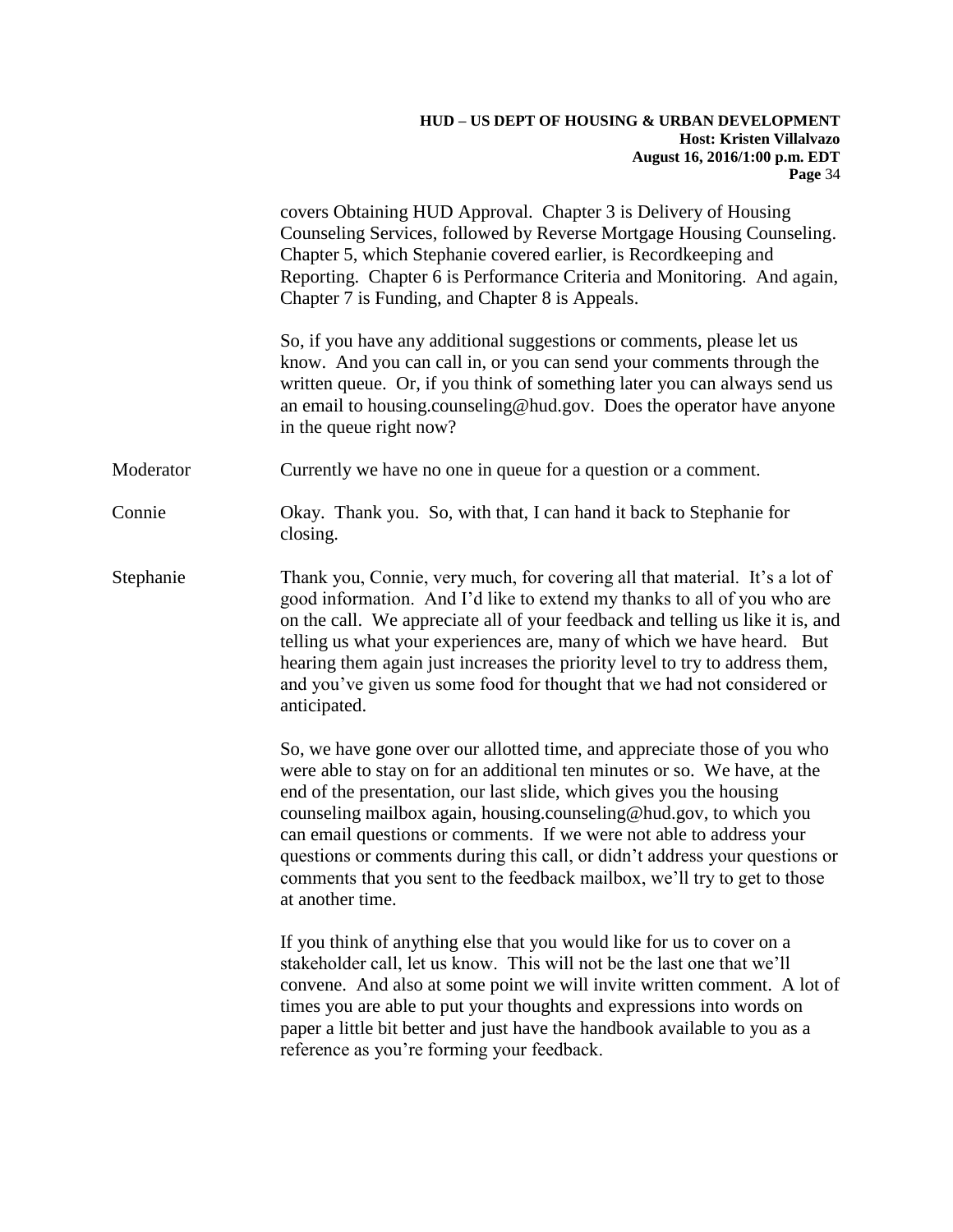covers Obtaining HUD Approval. Chapter 3 is Delivery of Housing Counseling Services, followed by Reverse Mortgage Housing Counseling. Chapter 5, which Stephanie covered earlier, is Recordkeeping and Reporting. Chapter 6 is Performance Criteria and Monitoring. And again, Chapter 7 is Funding, and Chapter 8 is Appeals.

So, if you have any additional suggestions or comments, please let us know. And you can call in, or you can send your comments through the written queue. Or, if you think of something later you can always send us an email to housing.counseling@hud.gov. Does the operator have anyone in the queue right now?

Moderator Currently we have no one in queue for a question or a comment.

Connie Okay. Thank you. So, with that, I can hand it back to Stephanie for closing.

Stephanie Thank you, Connie, very much, for covering all that material. It's a lot of good information. And I'd like to extend my thanks to all of you who are on the call. We appreciate all of your feedback and telling us like it is, and telling us what your experiences are, many of which we have heard. But hearing them again just increases the priority level to try to address them, and you've given us some food for thought that we had not considered or anticipated.

So, we have gone over our allotted time, and appreciate those of you who were able to stay on for an additional ten minutes or so. We have, at the end of the presentation, our last slide, which gives you the housing counseling mailbox again, housing.counseling@hud.gov, to which you can email questions or comments. If we were not able to address your questions or comments during this call, or didn't address your questions or comments that you sent to the feedback mailbox, we'll try to get to those at another time.

If you think of anything else that you would like for us to cover on a stakeholder call, let us know. This will not be the last one that we'll convene. And also at some point we will invite written comment. A lot of times you are able to put your thoughts and expressions into words on paper a little bit better and just have the handbook available to you as a reference as you're forming your feedback.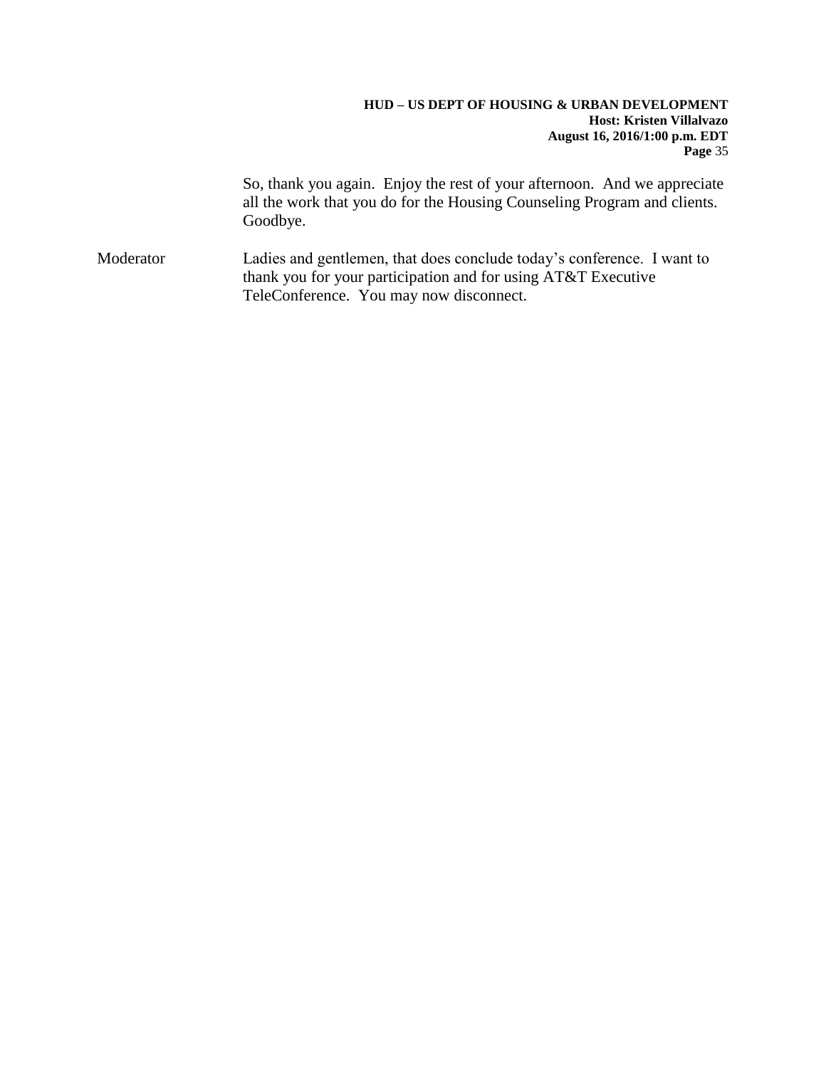So, thank you again. Enjoy the rest of your afternoon. And we appreciate all the work that you do for the Housing Counseling Program and clients. Goodbye.

Moderator: Ladies and gentlemen, that does conclude today's conference. I want to thank you for your participation and for using AT&T Executive TeleConference. You may now disconnect.